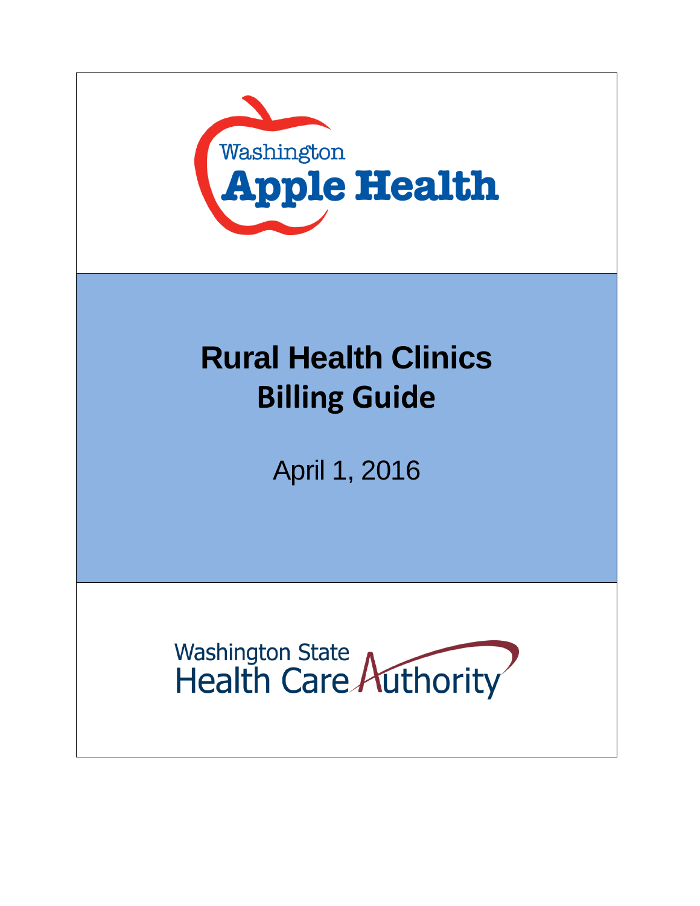Washington

**Apple Health**

# Rural Health Clinics Billing Guide

April 1, 2016

Washington State Health Care Authority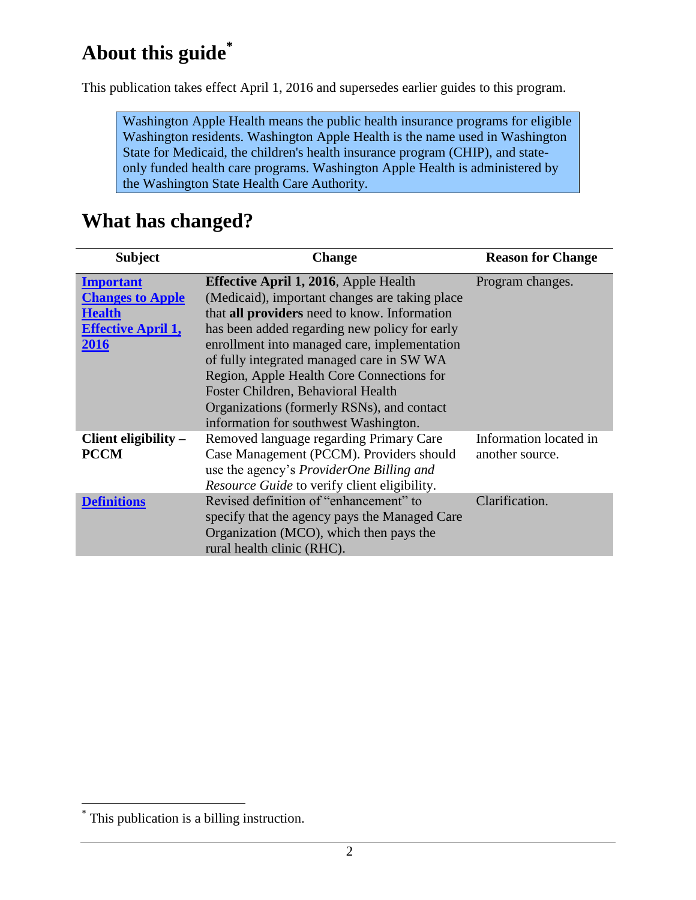# About this guide[*]

This publication takes effect April 1, 2016 and supersedes earlier guides to this program.

> Washington Apple Health means the public health insurance programs for eligible Washington residents. Washington Apple Health is the name used in Washington State for Medicaid, the children's health insurance program (CHIP), and state-only funded health care programs. Washington Apple Health is administered by the Washington State Health Care Authority.

# What has changed?

| Subject | Change | Reason for Change |
| --- | --- | --- |
| **Important Changes to Apple Health Effective April 1, 2016** | **Effective April 1, 2016**, Apple Health (Medicaid), important changes are taking place that **all providers** need to know. Information has been added regarding new policy for early enrollment into managed care, implementation of fully integrated managed care in SW WA Region, Apple Health Core Connections for Foster Children, Behavioral Health Organizations (formerly RSNs), and contact information for southwest Washington. | Program changes. |
| **Client eligibility – PCCM** | Removed language regarding Primary Care Case Management (PCCM). Providers should use the agency's *ProviderOne Billing and Resource Guide* to verify client eligibility. | Information located in another source. |
| **Definitions** | Revised definition of "enhancement" to specify that the agency pays the Managed Care Organization (MCO), which then pays the rural health clinic (RHC). | Clarification. |

[*] This publication is a billing instruction.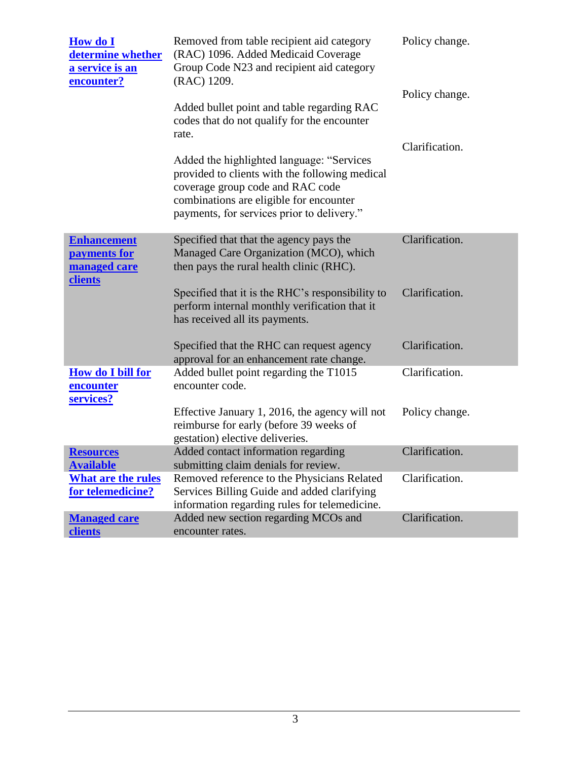| Subject | Change | Reason for Change |
|---|---|---|
| **How do I determine whether a service is an encounter?** | Removed from table recipient aid category (RAC) 1096. Added Medicaid Coverage Group Code N23 and recipient aid category (RAC) 1209. | Policy change. |
| | Added bullet point and table regarding RAC codes that do not qualify for the encounter rate. | Policy change. |
| | Added the highlighted language: "Services provided to clients with the following medical coverage group code and RAC code combinations are eligible for encounter payments, for services prior to delivery." | Clarification. |
| **Enhancement payments for managed care clients** | Specified that that the agency pays the Managed Care Organization (MCO), which then pays the rural health clinic (RHC). | Clarification. |
| | Specified that it is the RHC's responsibility to perform internal monthly verification that it has received all its payments. | Clarification. |
| | Specified that the RHC can request agency approval for an enhancement rate change. | Clarification. |
| **How do I bill for encounter services?** | Added bullet point regarding the T1015 encounter code. | Clarification. |
| | Effective January 1, 2016, the agency will not reimburse for early (before 39 weeks of gestation) elective deliveries. | Policy change. |
| **Resources Available** | Added contact information regarding submitting claim denials for review. | Clarification. |
| **What are the rules for telemedicine?** | Removed reference to the Physicians Related Services Billing Guide and added clarifying information regarding rules for telemedicine. | Clarification. |
| **Managed care clients** | Added new section regarding MCOs and encounter rates. | Clarification. |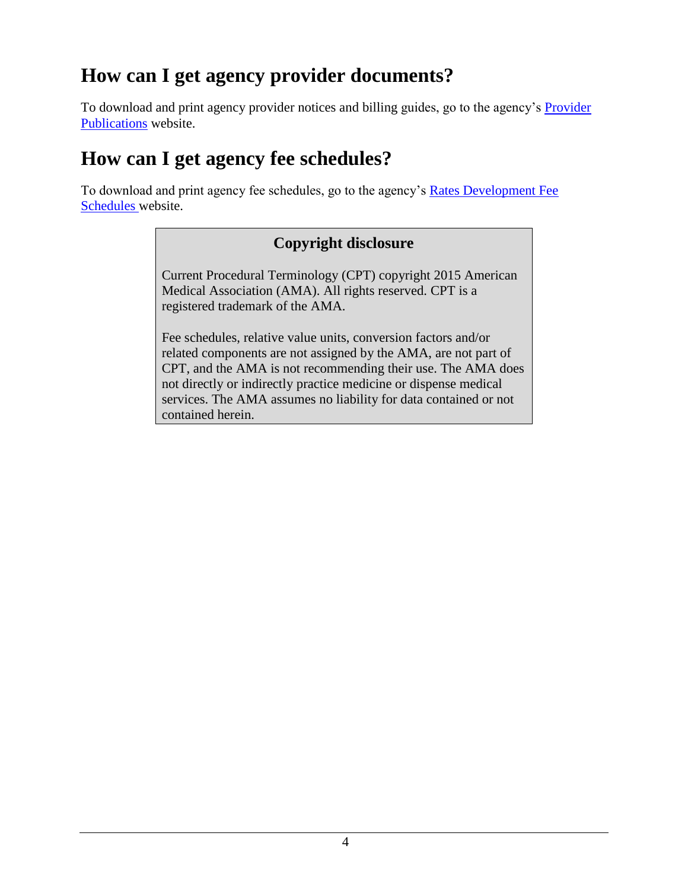# How can I get agency provider documents?

To download and print agency provider notices and billing guides, go to the agency's Provider Publications website.

# How can I get agency fee schedules?

To download and print agency fee schedules, go to the agency's Rates Development Fee Schedules website.

> **Copyright disclosure**
>
> Current Procedural Terminology (CPT) copyright 2015 American Medical Association (AMA). All rights reserved. CPT is a registered trademark of the AMA.
>
> Fee schedules, relative value units, conversion factors and/or related components are not assigned by the AMA, are not part of CPT, and the AMA is not recommending their use. The AMA does not directly or indirectly practice medicine or dispense medical services. The AMA assumes no liability for data contained or not contained herein.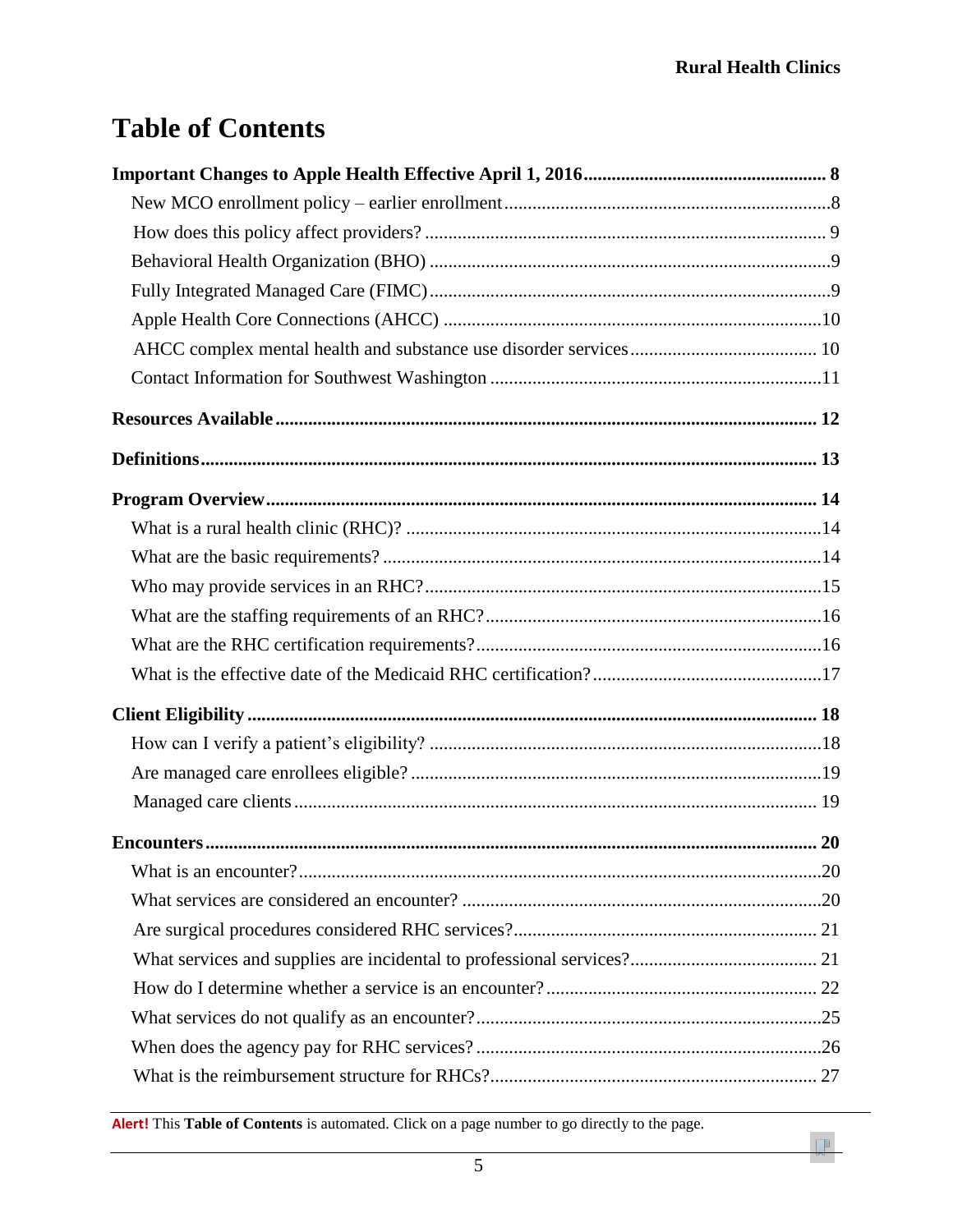# Table of Contents

**Important Changes to Apple Health Effective April 1, 2016 .................................................... 8**

New MCO enrollment policy – earlier enrollment ........................................................................8

How does this policy affect providers? ..................................................................................... 9

Behavioral Health Organization (BHO) .....................................................................................9

Fully Integrated Managed Care (FIMC) .....................................................................................9

Apple Health Core Connections (AHCC) ................................................................................10

AHCC complex mental health and substance use disorder services ........................................ 10

Contact Information for Southwest Washington ......................................................................11

**Resources Available ................................................................................................................... 12**

**Definitions .................................................................................................................................. 13**

**Program Overview ..................................................................................................................... 14**

What is a rural health clinic (RHC)? ........................................................................................14

What are the basic requirements? .............................................................................................14

Who may provide services in an RHC? ....................................................................................15

What are the staffing requirements of an RHC? .......................................................................16

What are the RHC certification requirements? .........................................................................16

What is the effective date of the Medicaid RHC certification? .................................................17

**Client Eligibility ........................................................................................................................ 18**

How can I verify a patient's eligibility? ....................................................................................18

Are managed care enrollees eligible? .......................................................................................19

Managed care clients ............................................................................................................... 19

**Encounters .................................................................................................................................. 20**

What is an encounter? ..............................................................................................................20

What services are considered an encounter? ............................................................................20

Are surgical procedures considered RHC services? ................................................................ 21

What services and supplies are incidental to professional services? ........................................ 21

How do I determine whether a service is an encounter? .......................................................... 22

What services do not qualify as an encounter? .........................................................................25

When does the agency pay for RHC services? .........................................................................26

What is the reimbursement structure for RHCs? ..................................................................... 27

**Alert!** This **Table of Contents** is automated. Click on a page number to go directly to the page.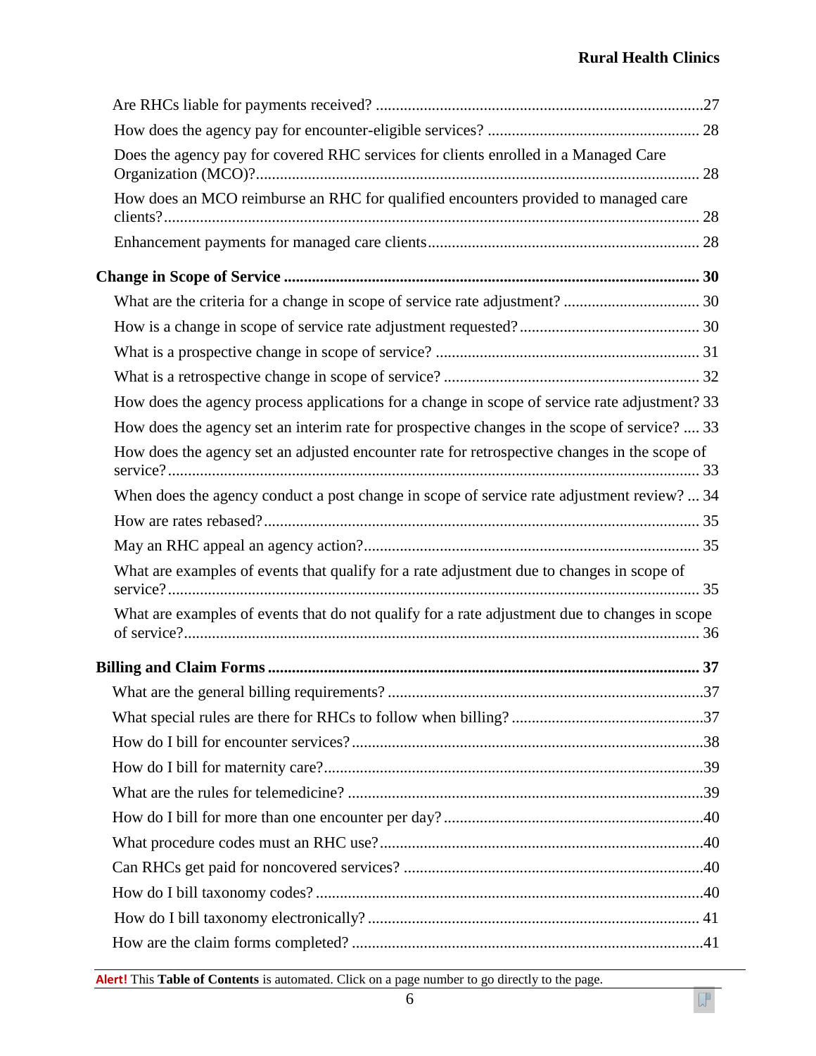Are RHCs liable for payments received? ....................................................................................27

How does the agency pay for encounter-eligible services? ...................................................... 28

Does the agency pay for covered RHC services for clients enrolled in a Managed Care Organization (MCO)?................................................................................................................ 28

How does an MCO reimburse an RHC for qualified encounters provided to managed care clients?...................................................................................................................................... 28

Enhancement payments for managed care clients..................................................................... 28

**Change in Scope of Service ........................................................................................................ 30**

What are the criteria for a change in scope of service rate adjustment? .................................. 30

How is a change in scope of service rate adjustment requested?............................................. 30

What is a prospective change in scope of service? .................................................................. 31

What is a retrospective change in scope of service? ................................................................ 32

How does the agency process applications for a change in scope of service rate adjustment? 33

How does the agency set an interim rate for prospective changes in the scope of service? .... 33

How does the agency set an adjusted encounter rate for retrospective changes in the scope of service?.................................................................................................................................... 33

When does the agency conduct a post change in scope of service rate adjustment review? ... 34

How are rates rebased?............................................................................................................. 35

May an RHC appeal an agency action?.................................................................................... 35

What are examples of events that qualify for a rate adjustment due to changes in scope of service?.................................................................................................................................... 35

What are examples of events that do not qualify for a rate adjustment due to changes in scope of service?................................................................................................................................ 36

**Billing and Claim Forms ............................................................................................................ 37**

What are the general billing requirements? ...............................................................................37

What special rules are there for RHCs to follow when billing? ................................................37

How do I bill for encounter services? ........................................................................................38

How do I bill for maternity care?...............................................................................................39

What are the rules for telemedicine? .........................................................................................39

How do I bill for more than one encounter per day? .................................................................40

What procedure codes must an RHC use?.................................................................................40

Can RHCs get paid for noncovered services? ...........................................................................40

How do I bill taxonomy codes? .................................................................................................40

How do I bill taxonomy electronically? ................................................................................... 41

How are the claim forms completed? ........................................................................................41

**Alert!** This **Table of Contents** is automated. Click on a page number to go directly to the page.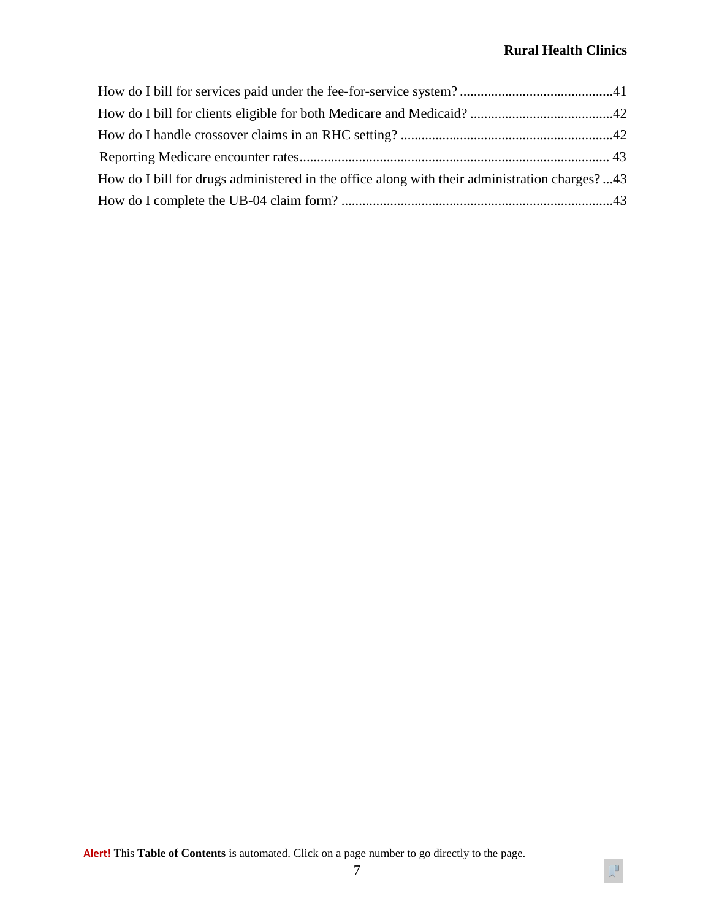How do I bill for services paid under the fee-for-service system? ............................................41

How do I bill for clients eligible for both Medicare and Medicaid? .........................................42

How do I handle crossover claims in an RHC setting? .............................................................42

Reporting Medicare encounter rates........................................................................................ 43

How do I bill for drugs administered in the office along with their administration charges? ...43

How do I complete the UB-04 claim form? ..............................................................................43

**Alert!** This **Table of Contents** is automated. Click on a page number to go directly to the page.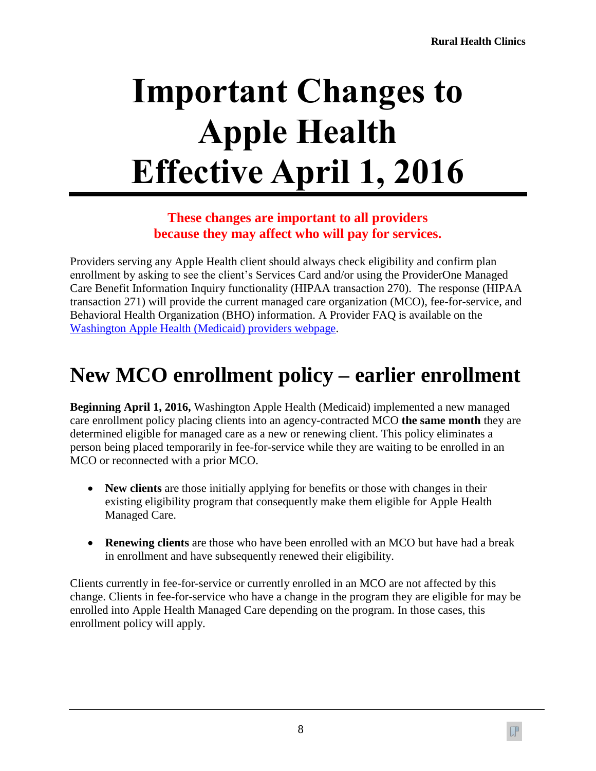# Important Changes to Apple Health Effective April 1, 2016

**These changes are important to all providers because they may affect who will pay for services.**

Providers serving any Apple Health client should always check eligibility and confirm plan enrollment by asking to see the client's Services Card and/or using the ProviderOne Managed Care Benefit Information Inquiry functionality (HIPAA transaction 270). The response (HIPAA transaction 271) will provide the current managed care organization (MCO), fee-for-service, and Behavioral Health Organization (BHO) information. A Provider FAQ is available on the [Washington Apple Health (Medicaid) providers webpage](Washington Apple Health (Medicaid) providers webpage).

## New MCO enrollment policy – earlier enrollment

**Beginning April 1, 2016,** Washington Apple Health (Medicaid) implemented a new managed care enrollment policy placing clients into an agency-contracted MCO **the same month** they are determined eligible for managed care as a new or renewing client. This policy eliminates a person being placed temporarily in fee-for-service while they are waiting to be enrolled in an MCO or reconnected with a prior MCO.

- **New clients** are those initially applying for benefits or those with changes in their existing eligibility program that consequently make them eligible for Apple Health Managed Care.
- **Renewing clients** are those who have been enrolled with an MCO but have had a break in enrollment and have subsequently renewed their eligibility.

Clients currently in fee-for-service or currently enrolled in an MCO are not affected by this change. Clients in fee-for-service who have a change in the program they are eligible for may be enrolled into Apple Health Managed Care depending on the program. In those cases, this enrollment policy will apply.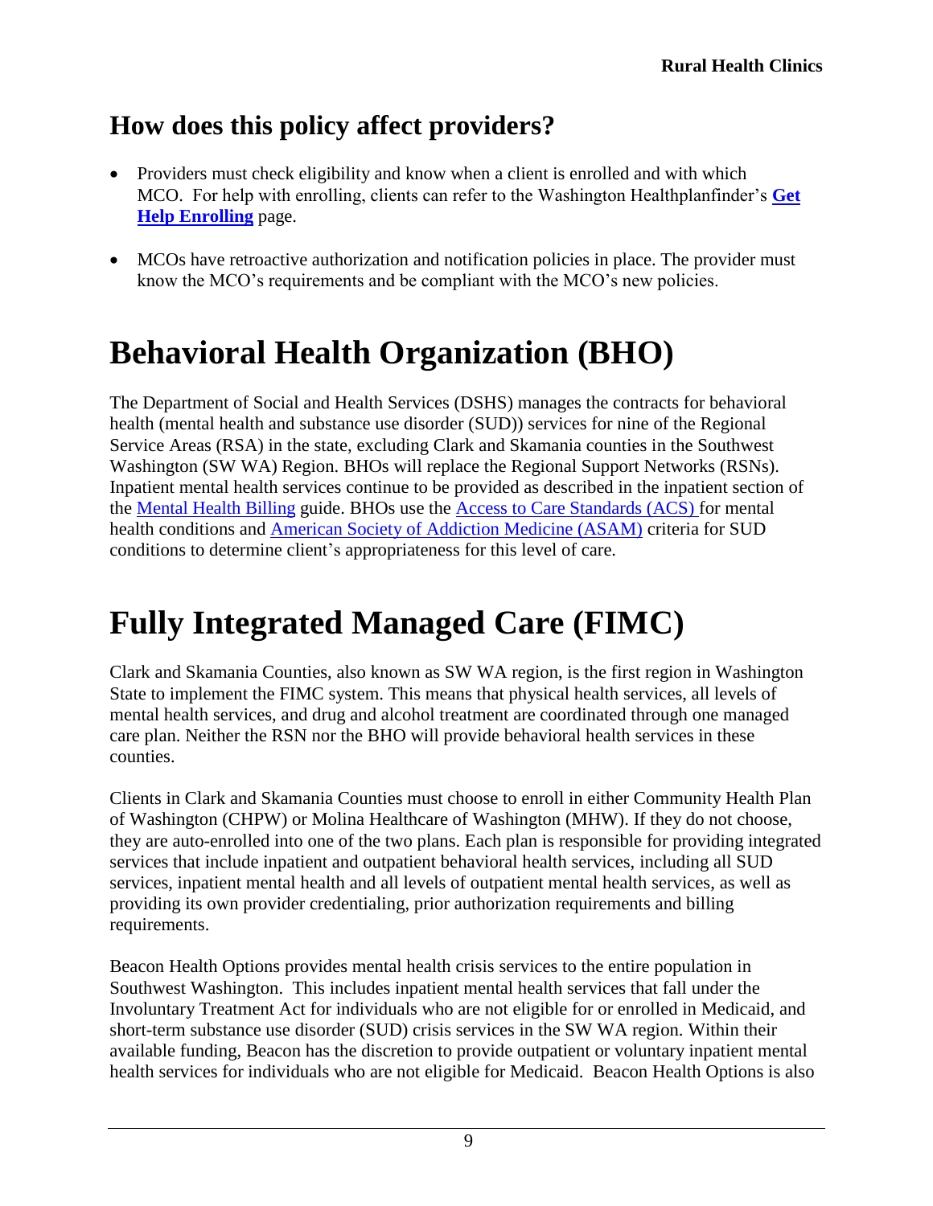## How does this policy affect providers?

- Providers must check eligibility and know when a client is enrolled and with which MCO. For help with enrolling, clients can refer to the Washington Healthplanfinder's **Get Help Enrolling** page.
- MCOs have retroactive authorization and notification policies in place. The provider must know the MCO's requirements and be compliant with the MCO's new policies.

# Behavioral Health Organization (BHO)

The Department of Social and Health Services (DSHS) manages the contracts for behavioral health (mental health and substance use disorder (SUD)) services for nine of the Regional Service Areas (RSA) in the state, excluding Clark and Skamania counties in the Southwest Washington (SW WA) Region. BHOs will replace the Regional Support Networks (RSNs). Inpatient mental health services continue to be provided as described in the inpatient section of the Mental Health Billing guide. BHOs use the Access to Care Standards (ACS) for mental health conditions and American Society of Addiction Medicine (ASAM) criteria for SUD conditions to determine client's appropriateness for this level of care.

# Fully Integrated Managed Care (FIMC)

Clark and Skamania Counties, also known as SW WA region, is the first region in Washington State to implement the FIMC system. This means that physical health services, all levels of mental health services, and drug and alcohol treatment are coordinated through one managed care plan. Neither the RSN nor the BHO will provide behavioral health services in these counties.

Clients in Clark and Skamania Counties must choose to enroll in either Community Health Plan of Washington (CHPW) or Molina Healthcare of Washington (MHW). If they do not choose, they are auto-enrolled into one of the two plans. Each plan is responsible for providing integrated services that include inpatient and outpatient behavioral health services, including all SUD services, inpatient mental health and all levels of outpatient mental health services, as well as providing its own provider credentialing, prior authorization requirements and billing requirements.

Beacon Health Options provides mental health crisis services to the entire population in Southwest Washington. This includes inpatient mental health services that fall under the Involuntary Treatment Act for individuals who are not eligible for or enrolled in Medicaid, and short-term substance use disorder (SUD) crisis services in the SW WA region. Within their available funding, Beacon has the discretion to provide outpatient or voluntary inpatient mental health services for individuals who are not eligible for Medicaid. Beacon Health Options is also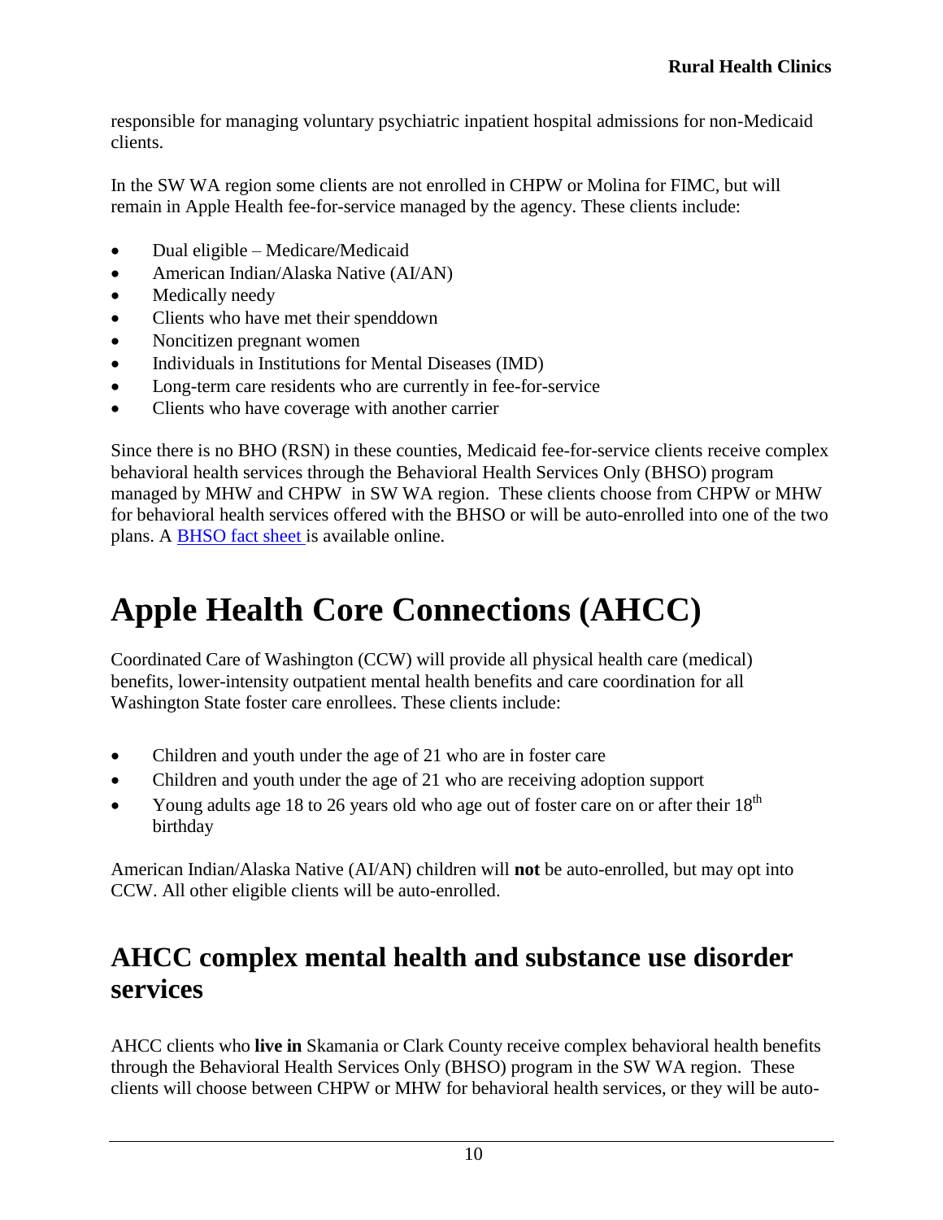responsible for managing voluntary psychiatric inpatient hospital admissions for non-Medicaid clients.

In the SW WA region some clients are not enrolled in CHPW or Molina for FIMC, but will remain in Apple Health fee-for-service managed by the agency. These clients include:

- Dual eligible – Medicare/Medicaid
- American Indian/Alaska Native (AI/AN)
- Medically needy
- Clients who have met their spenddown
- Noncitizen pregnant women
- Individuals in Institutions for Mental Diseases (IMD)
- Long-term care residents who are currently in fee-for-service
- Clients who have coverage with another carrier

Since there is no BHO (RSN) in these counties, Medicaid fee-for-service clients receive complex behavioral health services through the Behavioral Health Services Only (BHSO) program managed by MHW and CHPW in SW WA region. These clients choose from CHPW or MHW for behavioral health services offered with the BHSO or will be auto-enrolled into one of the two plans. A BHSO fact sheet is available online.

# Apple Health Core Connections (AHCC)

Coordinated Care of Washington (CCW) will provide all physical health care (medical) benefits, lower-intensity outpatient mental health benefits and care coordination for all Washington State foster care enrollees. These clients include:

- Children and youth under the age of 21 who are in foster care
- Children and youth under the age of 21 who are receiving adoption support
- Young adults age 18 to 26 years old who age out of foster care on or after their 18th birthday

American Indian/Alaska Native (AI/AN) children will **not** be auto-enrolled, but may opt into CCW. All other eligible clients will be auto-enrolled.

## AHCC complex mental health and substance use disorder services

AHCC clients who **live in** Skamania or Clark County receive complex behavioral health benefits through the Behavioral Health Services Only (BHSO) program in the SW WA region. These clients will choose between CHPW or MHW for behavioral health services, or they will be auto-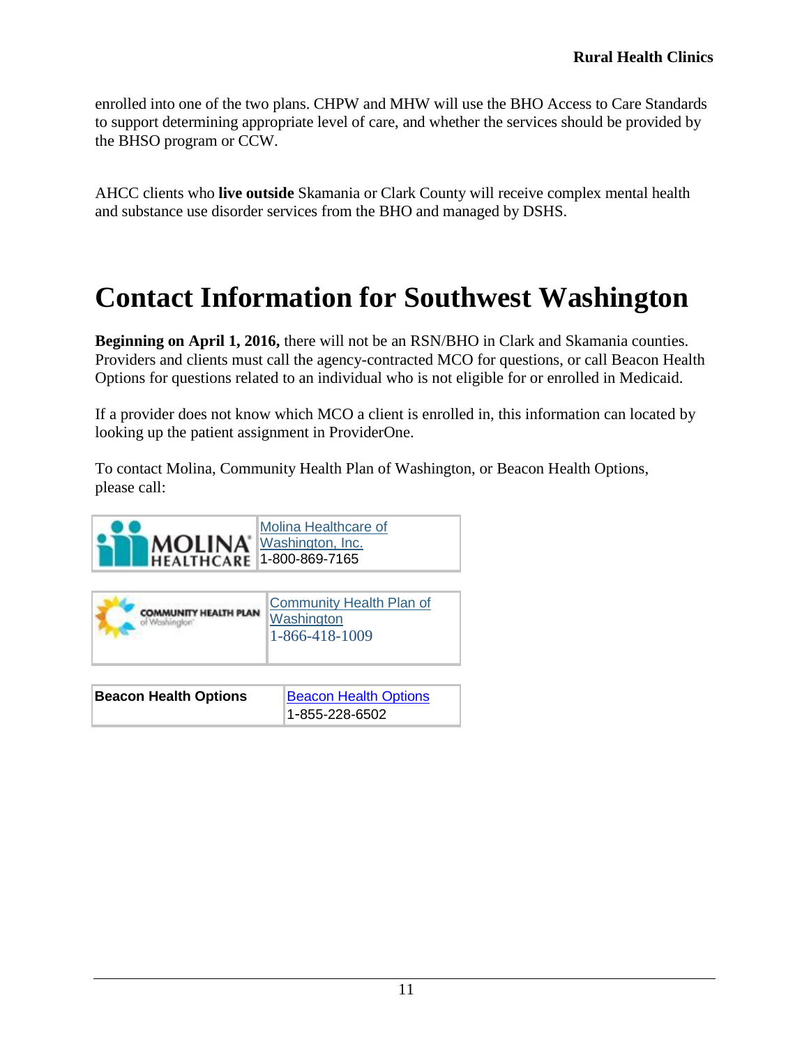enrolled into one of the two plans. CHPW and MHW will use the BHO Access to Care Standards to support determining appropriate level of care, and whether the services should be provided by the BHSO program or CCW.

AHCC clients who **live outside** Skamania or Clark County will receive complex mental health and substance use disorder services from the BHO and managed by DSHS.

# Contact Information for Southwest Washington

**Beginning on April 1, 2016,** there will not be an RSN/BHO in Clark and Skamania counties. Providers and clients must call the agency-contracted MCO for questions, or call Beacon Health Options for questions related to an individual who is not eligible for or enrolled in Medicaid.

If a provider does not know which MCO a client is enrolled in, this information can located by looking up the patient assignment in ProviderOne.

To contact Molina, Community Health Plan of Washington, or Beacon Health Options, please call:

| MOLINA HEALTHCARE | Molina Healthcare of Washington, Inc. 1-800-869-7165 |
|---|---|

| COMMUNITY HEALTH PLAN of Washington | Community Health Plan of Washington 1-866-418-1009 |
|---|---|

| **Beacon Health Options** | Beacon Health Options 1-855-228-6502 |
|---|---|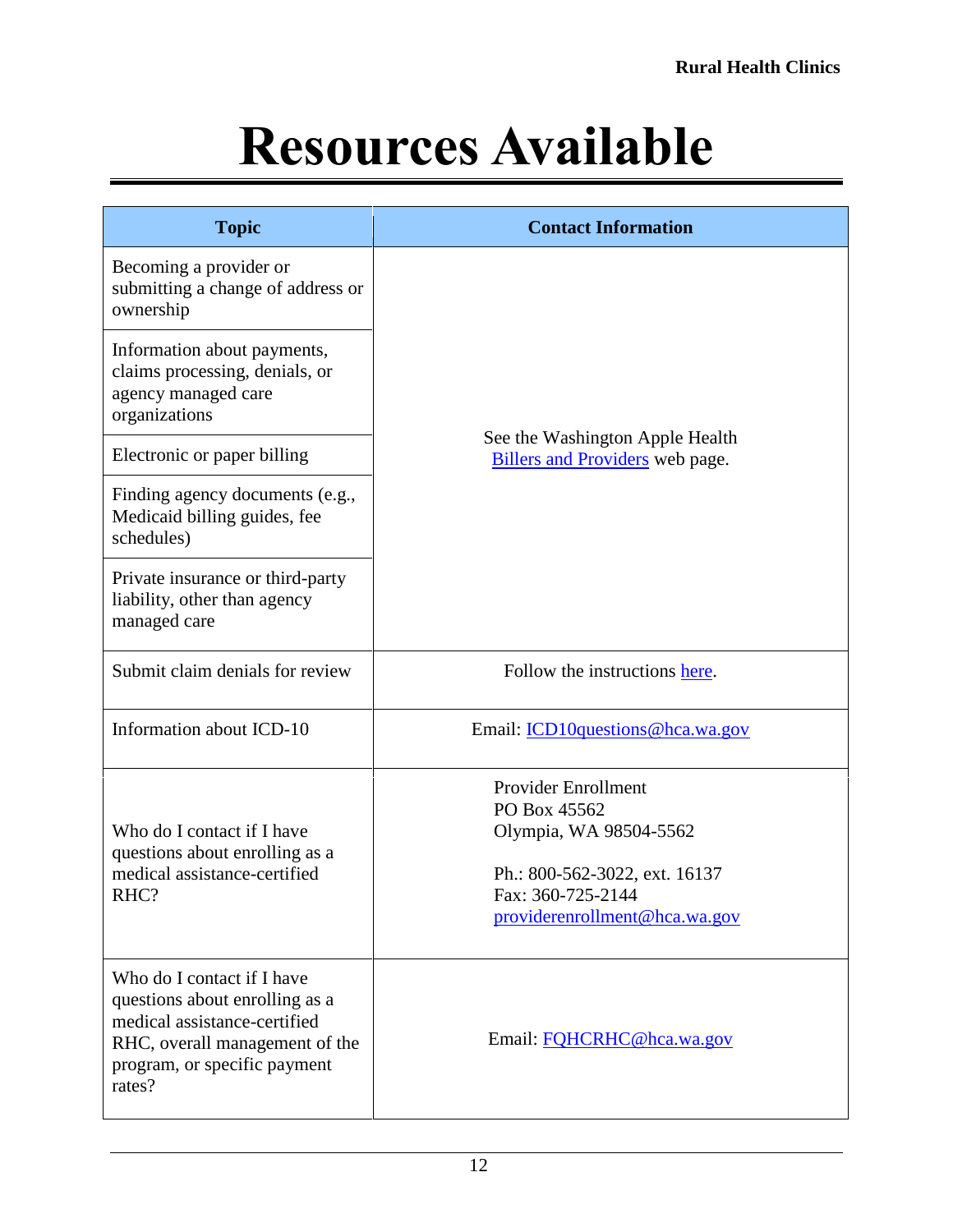# Resources Available

| Topic | Contact Information |
| --- | --- |
| Becoming a provider or submitting a change of address or ownership | See the Washington Apple Health Billers and Providers web page. |
| Information about payments, claims processing, denials, or agency managed care organizations | |
| Electronic or paper billing | |
| Finding agency documents (e.g., Medicaid billing guides, fee schedules) | |
| Private insurance or third-party liability, other than agency managed care | |
| Submit claim denials for review | Follow the instructions here. |
| Information about ICD-10 | Email: ICD10questions@hca.wa.gov |
| Who do I contact if I have questions about enrolling as a medical assistance-certified RHC? | Provider Enrollment<br>PO Box 45562<br>Olympia, WA 98504-5562<br><br>Ph.: 800-562-3022, ext. 16137<br>Fax: 360-725-2144<br>providerenrollment@hca.wa.gov |
| Who do I contact if I have questions about enrolling as a medical assistance-certified RHC, overall management of the program, or specific payment rates? | Email: FQHCRHC@hca.wa.gov |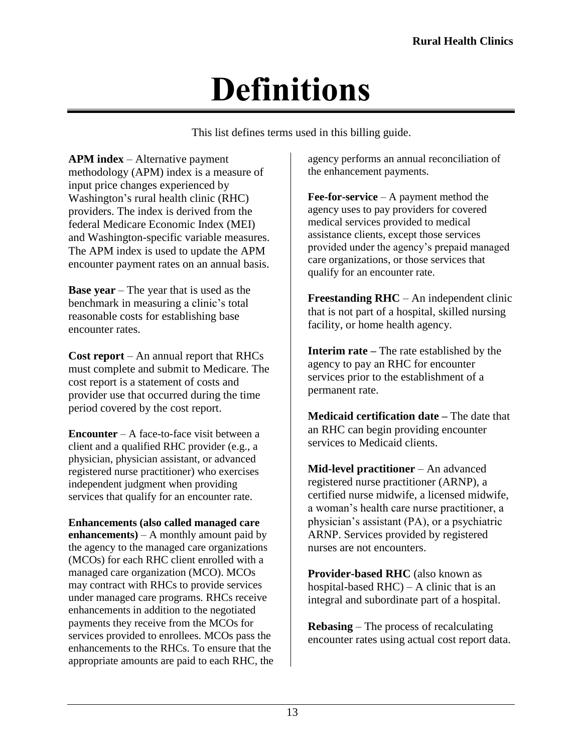# Definitions

This list defines terms used in this billing guide.

**APM index** – Alternative payment methodology (APM) index is a measure of input price changes experienced by Washington's rural health clinic (RHC) providers. The index is derived from the federal Medicare Economic Index (MEI) and Washington-specific variable measures. The APM index is used to update the APM encounter payment rates on an annual basis.

**Base year** – The year that is used as the benchmark in measuring a clinic's total reasonable costs for establishing base encounter rates.

**Cost report** – An annual report that RHCs must complete and submit to Medicare. The cost report is a statement of costs and provider use that occurred during the time period covered by the cost report.

**Encounter** – A face-to-face visit between a client and a qualified RHC provider (e.g., a physician, physician assistant, or advanced registered nurse practitioner) who exercises independent judgment when providing services that qualify for an encounter rate.

**Enhancements (also called managed care enhancements)** – A monthly amount paid by the agency to the managed care organizations (MCOs) for each RHC client enrolled with a managed care organization (MCO). MCOs may contract with RHCs to provide services under managed care programs. RHCs receive enhancements in addition to the negotiated payments they receive from the MCOs for services provided to enrollees. MCOs pass the enhancements to the RHCs. To ensure that the appropriate amounts are paid to each RHC, the agency performs an annual reconciliation of the enhancement payments.

**Fee-for-service** – A payment method the agency uses to pay providers for covered medical services provided to medical assistance clients, except those services provided under the agency's prepaid managed care organizations, or those services that qualify for an encounter rate.

**Freestanding RHC** – An independent clinic that is not part of a hospital, skilled nursing facility, or home health agency.

**Interim rate –** The rate established by the agency to pay an RHC for encounter services prior to the establishment of a permanent rate.

**Medicaid certification date –** The date that an RHC can begin providing encounter services to Medicaid clients.

**Mid-level practitioner** – An advanced registered nurse practitioner (ARNP), a certified nurse midwife, a licensed midwife, a woman's health care nurse practitioner, a physician's assistant (PA), or a psychiatric ARNP. Services provided by registered nurses are not encounters.

**Provider-based RHC** (also known as hospital-based RHC) – A clinic that is an integral and subordinate part of a hospital.

**Rebasing** – The process of recalculating encounter rates using actual cost report data.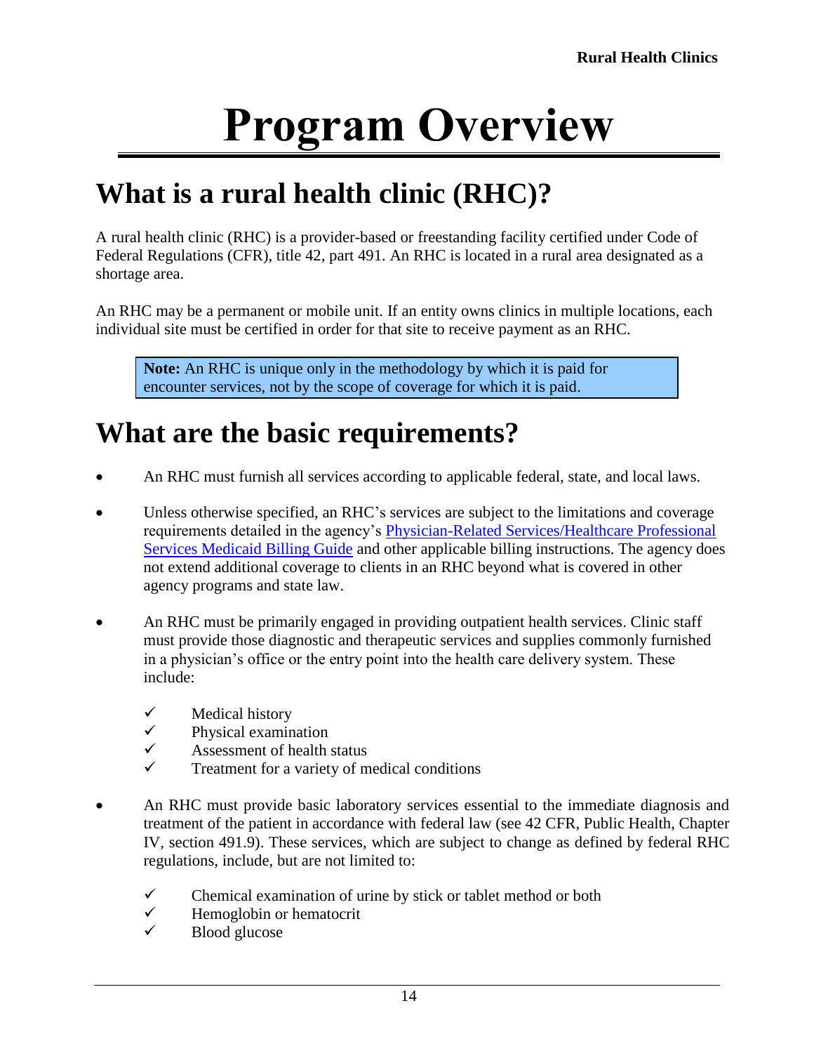# Program Overview

## What is a rural health clinic (RHC)?

A rural health clinic (RHC) is a provider-based or freestanding facility certified under Code of Federal Regulations (CFR), title 42, part 491. An RHC is located in a rural area designated as a shortage area.

An RHC may be a permanent or mobile unit. If an entity owns clinics in multiple locations, each individual site must be certified in order for that site to receive payment as an RHC.

> **Note:** An RHC is unique only in the methodology by which it is paid for encounter services, not by the scope of coverage for which it is paid.

## What are the basic requirements?

- An RHC must furnish all services according to applicable federal, state, and local laws.
- Unless otherwise specified, an RHC's services are subject to the limitations and coverage requirements detailed in the agency's Physician-Related Services/Healthcare Professional Services Medicaid Billing Guide and other applicable billing instructions. The agency does not extend additional coverage to clients in an RHC beyond what is covered in other agency programs and state law.
- An RHC must be primarily engaged in providing outpatient health services. Clinic staff must provide those diagnostic and therapeutic services and supplies commonly furnished in a physician's office or the entry point into the health care delivery system. These include:
  - ✓ Medical history
  - ✓ Physical examination
  - ✓ Assessment of health status
  - ✓ Treatment for a variety of medical conditions
- An RHC must provide basic laboratory services essential to the immediate diagnosis and treatment of the patient in accordance with federal law (see 42 CFR, Public Health, Chapter IV, section 491.9). These services, which are subject to change as defined by federal RHC regulations, include, but are not limited to:
  - ✓ Chemical examination of urine by stick or tablet method or both
  - ✓ Hemoglobin or hematocrit
  - ✓ Blood glucose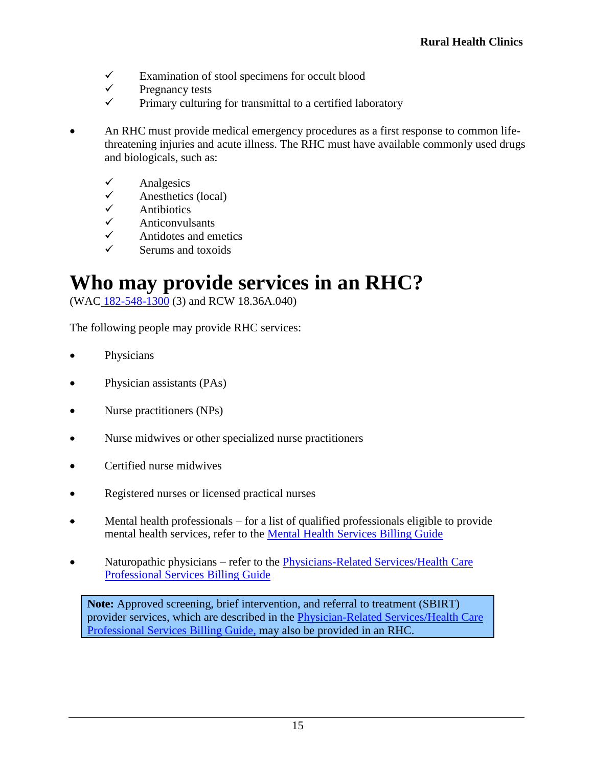- ✓ Examination of stool specimens for occult blood
- ✓ Pregnancy tests
- ✓ Primary culturing for transmittal to a certified laboratory

- An RHC must provide medical emergency procedures as a first response to common life-threatening injuries and acute illness. The RHC must have available commonly used drugs and biologicals, such as:

  - ✓ Analgesics
  - ✓ Anesthetics (local)
  - ✓ Antibiotics
  - ✓ Anticonvulsants
  - ✓ Antidotes and emetics
  - ✓ Serums and toxoids

# Who may provide services in an RHC?

(WAC 182-548-1300 (3) and RCW 18.36A.040)

The following people may provide RHC services:

- Physicians
- Physician assistants (PAs)
- Nurse practitioners (NPs)
- Nurse midwives or other specialized nurse practitioners
- Certified nurse midwives
- Registered nurses or licensed practical nurses
- Mental health professionals – for a list of qualified professionals eligible to provide mental health services, refer to the Mental Health Services Billing Guide
- Naturopathic physicians – refer to the Physicians-Related Services/Health Care Professional Services Billing Guide

> **Note:** Approved screening, brief intervention, and referral to treatment (SBIRT) provider services, which are described in the Physician-Related Services/Health Care Professional Services Billing Guide, may also be provided in an RHC.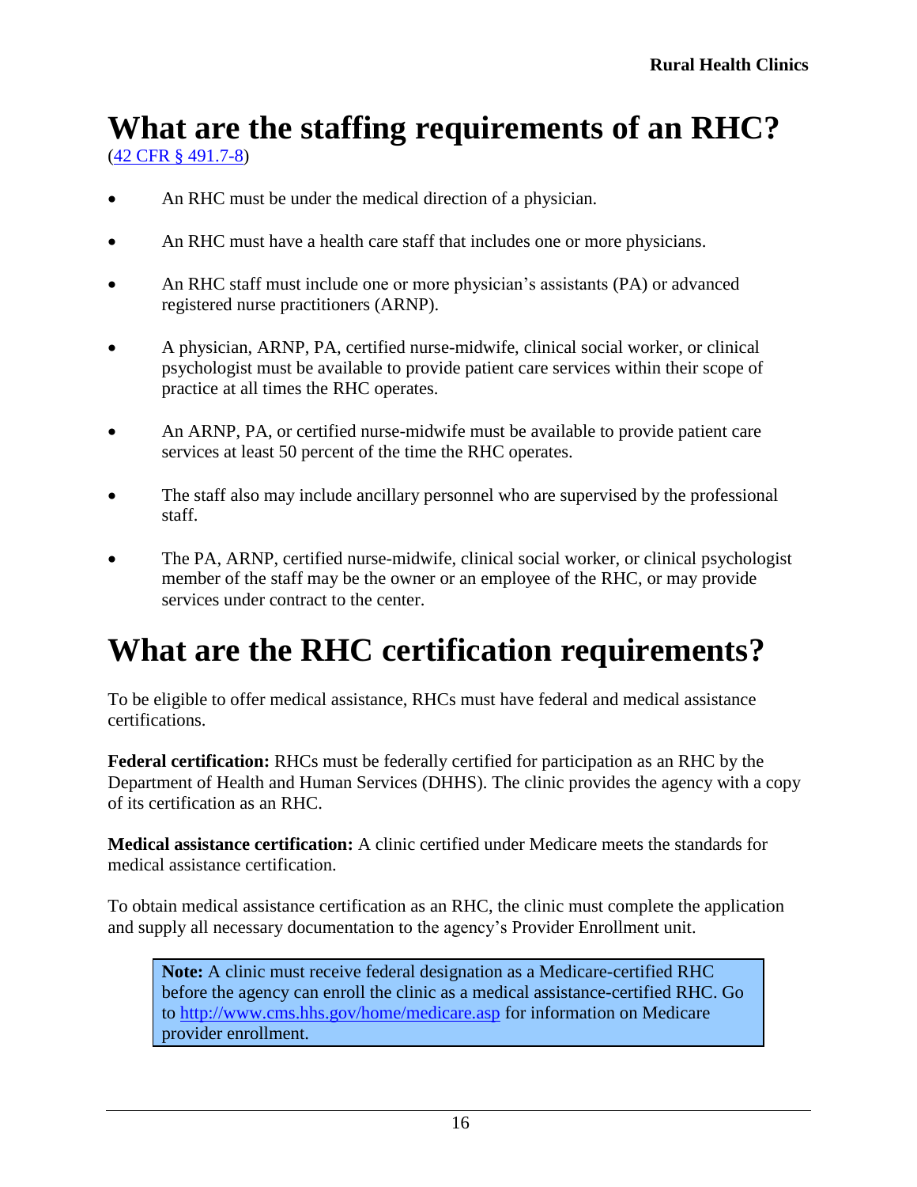# What are the staffing requirements of an RHC?

([42 CFR § 491.7-8](42 CFR § 491.7-8))

- An RHC must be under the medical direction of a physician.
- An RHC must have a health care staff that includes one or more physicians.
- An RHC staff must include one or more physician's assistants (PA) or advanced registered nurse practitioners (ARNP).
- A physician, ARNP, PA, certified nurse-midwife, clinical social worker, or clinical psychologist must be available to provide patient care services within their scope of practice at all times the RHC operates.
- An ARNP, PA, or certified nurse-midwife must be available to provide patient care services at least 50 percent of the time the RHC operates.
- The staff also may include ancillary personnel who are supervised by the professional staff.
- The PA, ARNP, certified nurse-midwife, clinical social worker, or clinical psychologist member of the staff may be the owner or an employee of the RHC, or may provide services under contract to the center.

# What are the RHC certification requirements?

To be eligible to offer medical assistance, RHCs must have federal and medical assistance certifications.

**Federal certification:** RHCs must be federally certified for participation as an RHC by the Department of Health and Human Services (DHHS). The clinic provides the agency with a copy of its certification as an RHC.

**Medical assistance certification:** A clinic certified under Medicare meets the standards for medical assistance certification.

To obtain medical assistance certification as an RHC, the clinic must complete the application and supply all necessary documentation to the agency's Provider Enrollment unit.

> **Note:** A clinic must receive federal designation as a Medicare-certified RHC before the agency can enroll the clinic as a medical assistance-certified RHC. Go to [http://www.cms.hhs.gov/home/medicare.asp](http://www.cms.hhs.gov/home/medicare.asp) for information on Medicare provider enrollment.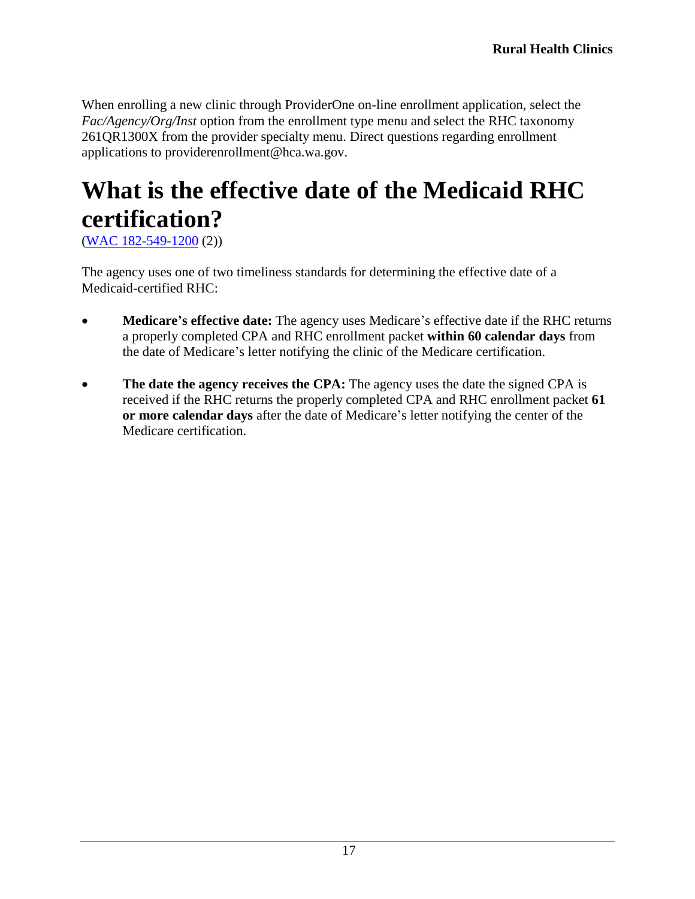When enrolling a new clinic through ProviderOne on-line enrollment application, select the *Fac/Agency/Org/Inst* option from the enrollment type menu and select the RHC taxonomy 261QR1300X from the provider specialty menu. Direct questions regarding enrollment applications to providerenrollment@hca.wa.gov.

# What is the effective date of the Medicaid RHC certification?

(WAC 182-549-1200 (2))

The agency uses one of two timeliness standards for determining the effective date of a Medicaid-certified RHC:

- **Medicare's effective date:** The agency uses Medicare's effective date if the RHC returns a properly completed CPA and RHC enrollment packet **within 60 calendar days** from the date of Medicare's letter notifying the clinic of the Medicare certification.

- **The date the agency receives the CPA:** The agency uses the date the signed CPA is received if the RHC returns the properly completed CPA and RHC enrollment packet **61 or more calendar days** after the date of Medicare's letter notifying the center of the Medicare certification.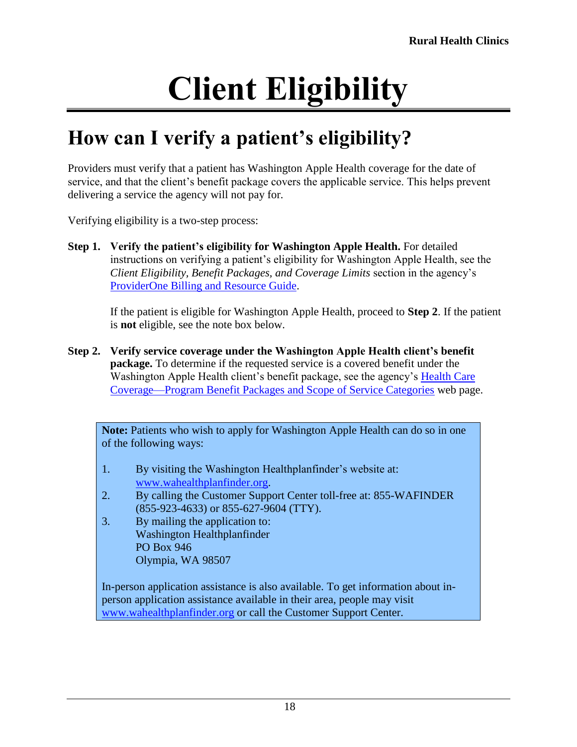# Client Eligibility

## How can I verify a patient's eligibility?

Providers must verify that a patient has Washington Apple Health coverage for the date of service, and that the client's benefit package covers the applicable service. This helps prevent delivering a service the agency will not pay for.

Verifying eligibility is a two-step process:

**Step 1. Verify the patient's eligibility for Washington Apple Health.** For detailed instructions on verifying a patient's eligibility for Washington Apple Health, see the *Client Eligibility, Benefit Packages, and Coverage Limits* section in the agency's ProviderOne Billing and Resource Guide.

If the patient is eligible for Washington Apple Health, proceed to **Step 2**. If the patient is **not** eligible, see the note box below.

**Step 2. Verify service coverage under the Washington Apple Health client's benefit package.** To determine if the requested service is a covered benefit under the Washington Apple Health client's benefit package, see the agency's Health Care Coverage—Program Benefit Packages and Scope of Service Categories web page.

> **Note:** Patients who wish to apply for Washington Apple Health can do so in one of the following ways:
>
> 1. By visiting the Washington Healthplanfinder's website at: www.wahealthplanfinder.org.
> 2. By calling the Customer Support Center toll-free at: 855-WAFINDER (855-923-4633) or 855-627-9604 (TTY).
> 3. By mailing the application to:
>    Washington Healthplanfinder
>    PO Box 946
>    Olympia, WA 98507
>
> In-person application assistance is also available. To get information about in-person application assistance available in their area, people may visit www.wahealthplanfinder.org or call the Customer Support Center.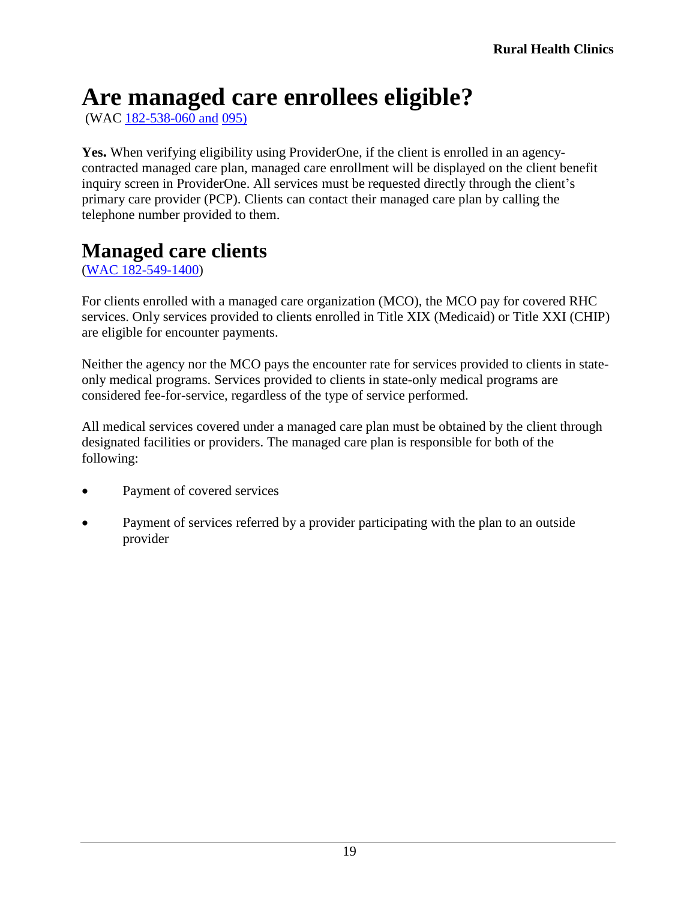# Are managed care enrollees eligible?

(WAC 182-538-060 and 095)

**Yes.** When verifying eligibility using ProviderOne, if the client is enrolled in an agency-contracted managed care plan, managed care enrollment will be displayed on the client benefit inquiry screen in ProviderOne. All services must be requested directly through the client's primary care provider (PCP). Clients can contact their managed care plan by calling the telephone number provided to them.

## Managed care clients

(WAC 182-549-1400)

For clients enrolled with a managed care organization (MCO), the MCO pay for covered RHC services. Only services provided to clients enrolled in Title XIX (Medicaid) or Title XXI (CHIP) are eligible for encounter payments.

Neither the agency nor the MCO pays the encounter rate for services provided to clients in state-only medical programs. Services provided to clients in state-only medical programs are considered fee-for-service, regardless of the type of service performed.

All medical services covered under a managed care plan must be obtained by the client through designated facilities or providers. The managed care plan is responsible for both of the following:

- Payment of covered services
- Payment of services referred by a provider participating with the plan to an outside provider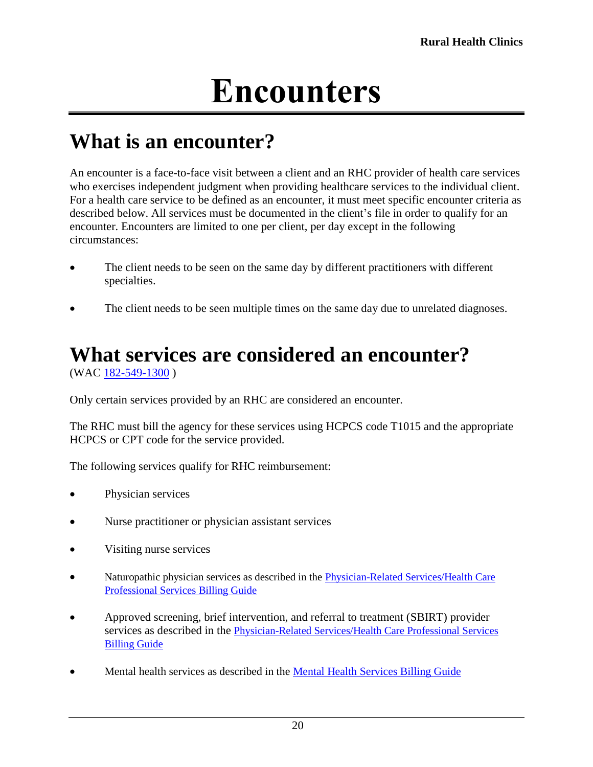# Encounters

## What is an encounter?

An encounter is a face-to-face visit between a client and an RHC provider of health care services who exercises independent judgment when providing healthcare services to the individual client. For a health care service to be defined as an encounter, it must meet specific encounter criteria as described below. All services must be documented in the client's file in order to qualify for an encounter. Encounters are limited to one per client, per day except in the following circumstances:

- The client needs to be seen on the same day by different practitioners with different specialties.
- The client needs to be seen multiple times on the same day due to unrelated diagnoses.

## What services are considered an encounter?

(WAC 182-549-1300 )

Only certain services provided by an RHC are considered an encounter.

The RHC must bill the agency for these services using HCPCS code T1015 and the appropriate HCPCS or CPT code for the service provided.

The following services qualify for RHC reimbursement:

- Physician services
- Nurse practitioner or physician assistant services
- Visiting nurse services
- Naturopathic physician services as described in the Physician-Related Services/Health Care Professional Services Billing Guide
- Approved screening, brief intervention, and referral to treatment (SBIRT) provider services as described in the Physician-Related Services/Health Care Professional Services Billing Guide
- Mental health services as described in the Mental Health Services Billing Guide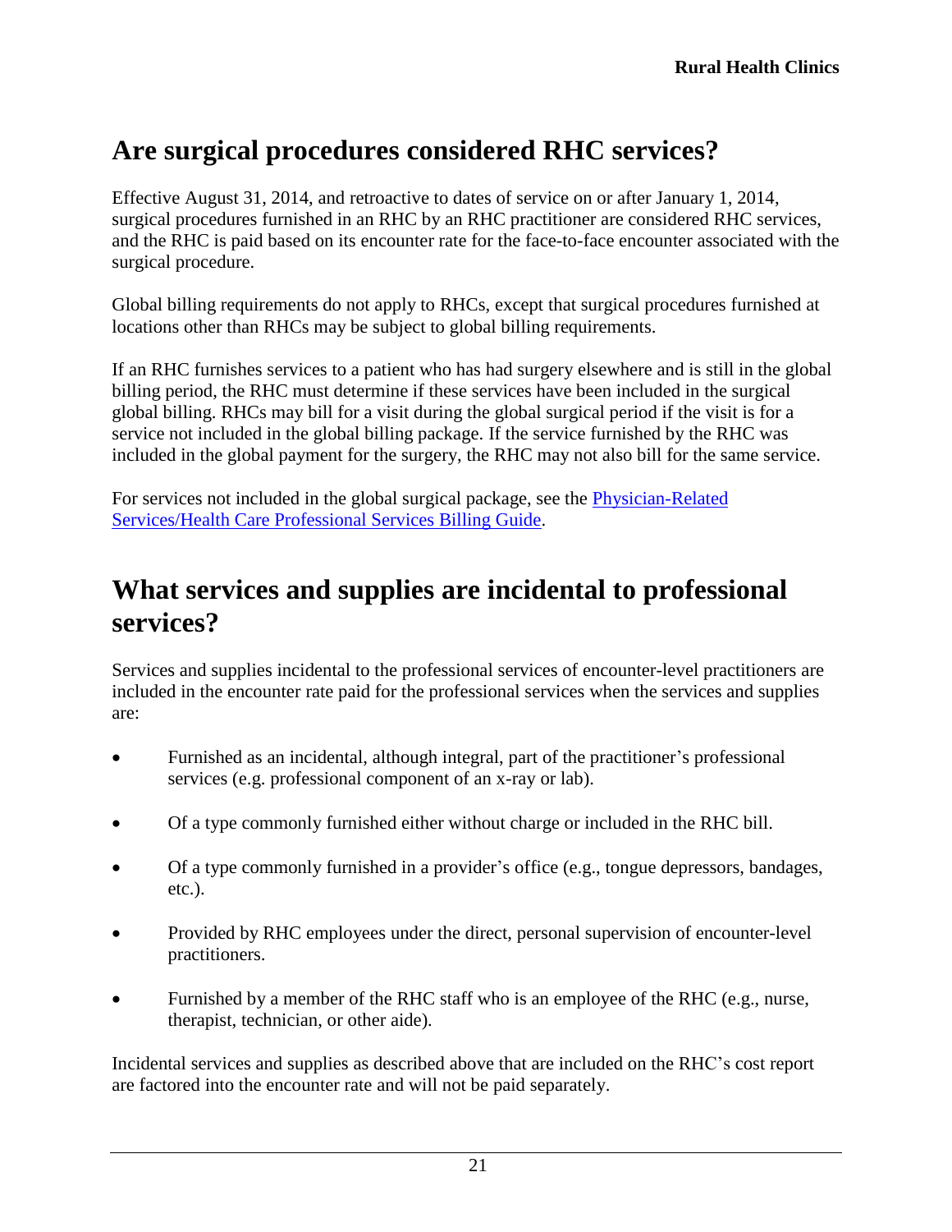## Are surgical procedures considered RHC services?

Effective August 31, 2014, and retroactive to dates of service on or after January 1, 2014, surgical procedures furnished in an RHC by an RHC practitioner are considered RHC services, and the RHC is paid based on its encounter rate for the face-to-face encounter associated with the surgical procedure.

Global billing requirements do not apply to RHCs, except that surgical procedures furnished at locations other than RHCs may be subject to global billing requirements.

If an RHC furnishes services to a patient who has had surgery elsewhere and is still in the global billing period, the RHC must determine if these services have been included in the surgical global billing. RHCs may bill for a visit during the global surgical period if the visit is for a service not included in the global billing package. If the service furnished by the RHC was included in the global payment for the surgery, the RHC may not also bill for the same service.

For services not included in the global surgical package, see the Physician-Related Services/Health Care Professional Services Billing Guide.

## What services and supplies are incidental to professional services?

Services and supplies incidental to the professional services of encounter-level practitioners are included in the encounter rate paid for the professional services when the services and supplies are:

- Furnished as an incidental, although integral, part of the practitioner's professional services (e.g. professional component of an x-ray or lab).
- Of a type commonly furnished either without charge or included in the RHC bill.
- Of a type commonly furnished in a provider's office (e.g., tongue depressors, bandages, etc.).
- Provided by RHC employees under the direct, personal supervision of encounter-level practitioners.
- Furnished by a member of the RHC staff who is an employee of the RHC (e.g., nurse, therapist, technician, or other aide).

Incidental services and supplies as described above that are included on the RHC's cost report are factored into the encounter rate and will not be paid separately.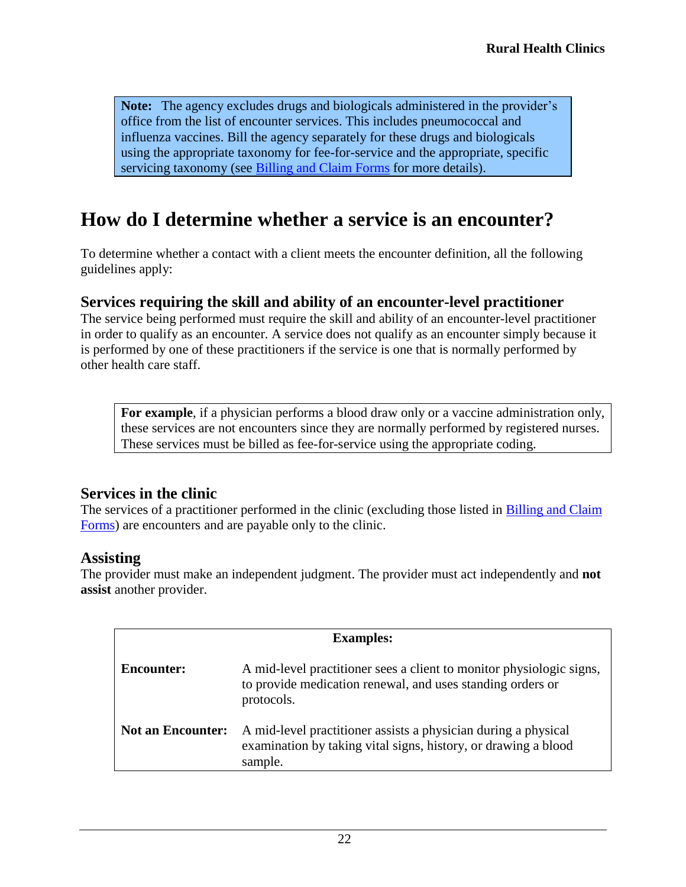> **Note:** The agency excludes drugs and biologicals administered in the provider's office from the list of encounter services. This includes pneumococcal and influenza vaccines. Bill the agency separately for these drugs and biologicals using the appropriate taxonomy for fee-for-service and the appropriate, specific servicing taxonomy (see [Billing and Claim Forms](#) for more details).

# How do I determine whether a service is an encounter?

To determine whether a contact with a client meets the encounter definition, all the following guidelines apply:

## Services requiring the skill and ability of an encounter-level practitioner

The service being performed must require the skill and ability of an encounter-level practitioner in order to qualify as an encounter. A service does not qualify as an encounter simply because it is performed by one of these practitioners if the service is one that is normally performed by other health care staff.

> **For example**, if a physician performs a blood draw only or a vaccine administration only, these services are not encounters since they are normally performed by registered nurses. These services must be billed as fee-for-service using the appropriate coding.

## Services in the clinic

The services of a practitioner performed in the clinic (excluding those listed in [Billing and Claim Forms](#)) are encounters and are payable only to the clinic.

## Assisting

The provider must make an independent judgment. The provider must act independently and **not assist** another provider.

| **Examples:** | |
|---|---|
| **Encounter:** | A mid-level practitioner sees a client to monitor physiologic signs, to provide medication renewal, and uses standing orders or protocols. |
| **Not an Encounter:** | A mid-level practitioner assists a physician during a physical examination by taking vital signs, history, or drawing a blood sample. |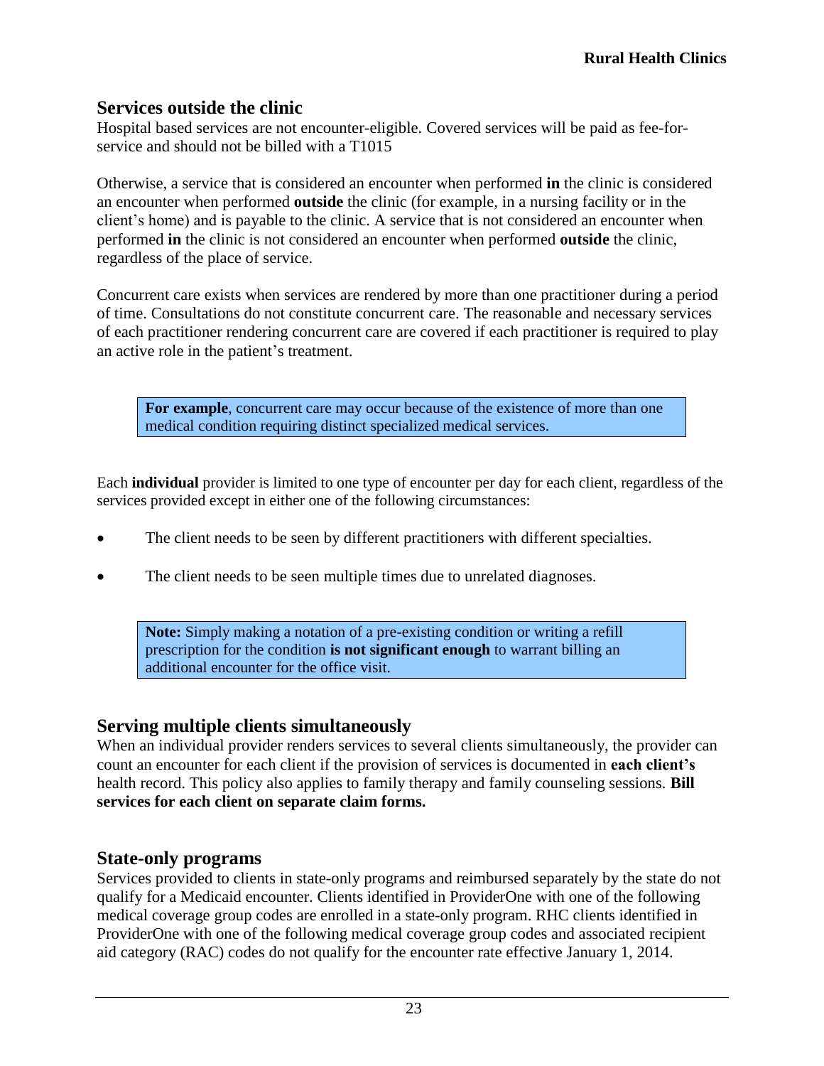## Services outside the clinic

Hospital based services are not encounter-eligible. Covered services will be paid as fee-for-service and should not be billed with a T1015

Otherwise, a service that is considered an encounter when performed **in** the clinic is considered an encounter when performed **outside** the clinic (for example, in a nursing facility or in the client's home) and is payable to the clinic. A service that is not considered an encounter when performed **in** the clinic is not considered an encounter when performed **outside** the clinic, regardless of the place of service.

Concurrent care exists when services are rendered by more than one practitioner during a period of time. Consultations do not constitute concurrent care. The reasonable and necessary services of each practitioner rendering concurrent care are covered if each practitioner is required to play an active role in the patient's treatment.

> **For example**, concurrent care may occur because of the existence of more than one medical condition requiring distinct specialized medical services.

Each **individual** provider is limited to one type of encounter per day for each client, regardless of the services provided except in either one of the following circumstances:

- The client needs to be seen by different practitioners with different specialties.
- The client needs to be seen multiple times due to unrelated diagnoses.

> **Note:** Simply making a notation of a pre-existing condition or writing a refill prescription for the condition **is not significant enough** to warrant billing an additional encounter for the office visit.

## Serving multiple clients simultaneously

When an individual provider renders services to several clients simultaneously, the provider can count an encounter for each client if the provision of services is documented in **each client's** health record. This policy also applies to family therapy and family counseling sessions. **Bill services for each client on separate claim forms.**

## State-only programs

Services provided to clients in state-only programs and reimbursed separately by the state do not qualify for a Medicaid encounter. Clients identified in ProviderOne with one of the following medical coverage group codes are enrolled in a state-only program. RHC clients identified in ProviderOne with one of the following medical coverage group codes and associated recipient aid category (RAC) codes do not qualify for the encounter rate effective January 1, 2014.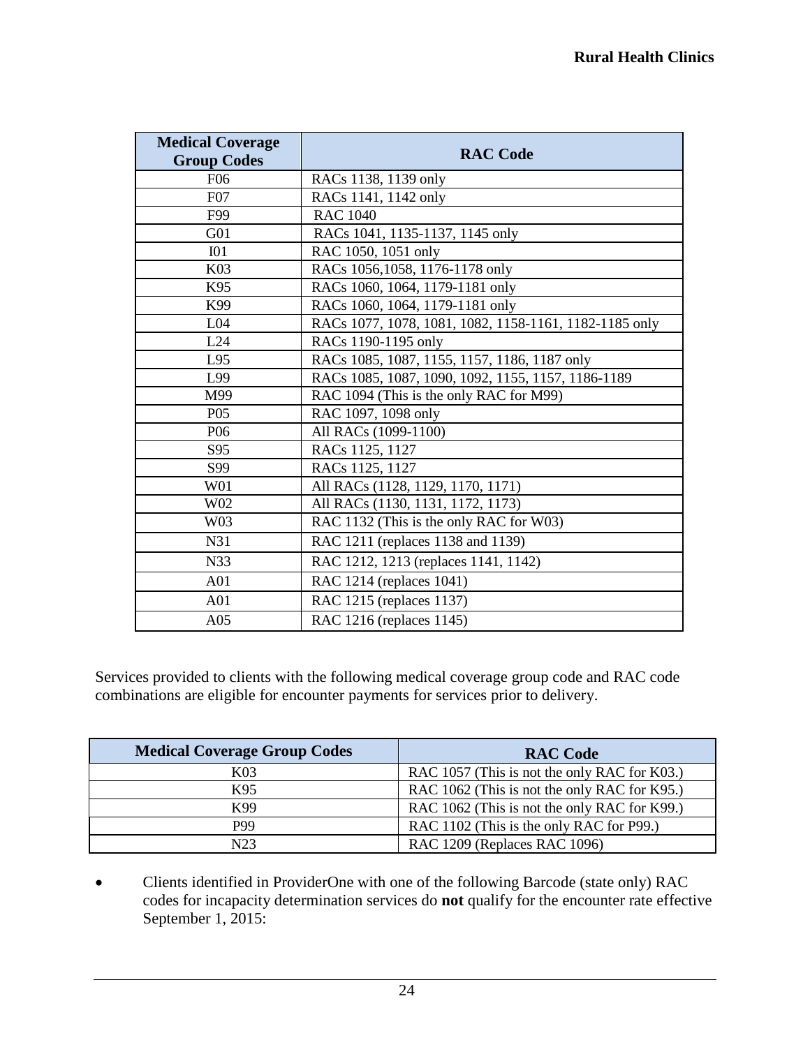| Medical Coverage Group Codes | RAC Code |
|---|---|
| F06 | RACs 1138, 1139 only |
| F07 | RACs 1141, 1142 only |
| F99 | RAC 1040 |
| G01 | RACs 1041, 1135-1137, 1145 only |
| I01 | RAC 1050, 1051 only |
| K03 | RACs 1056,1058, 1176-1178 only |
| K95 | RACs 1060, 1064, 1179-1181 only |
| K99 | RACs 1060, 1064, 1179-1181 only |
| L04 | RACs 1077, 1078, 1081, 1082, 1158-1161, 1182-1185 only |
| L24 | RACs 1190-1195 only |
| L95 | RACs 1085, 1087, 1155, 1157, 1186, 1187 only |
| L99 | RACs 1085, 1087, 1090, 1092, 1155, 1157, 1186-1189 |
| M99 | RAC 1094 (This is the only RAC for M99) |
| P05 | RAC 1097, 1098 only |
| P06 | All RACs (1099-1100) |
| S95 | RACs 1125, 1127 |
| S99 | RACs 1125, 1127 |
| W01 | All RACs (1128, 1129, 1170, 1171) |
| W02 | All RACs (1130, 1131, 1172, 1173) |
| W03 | RAC 1132 (This is the only RAC for W03) |
| N31 | RAC 1211 (replaces 1138 and 1139) |
| N33 | RAC 1212, 1213 (replaces 1141, 1142) |
| A01 | RAC 1214 (replaces 1041) |
| A01 | RAC 1215 (replaces 1137) |
| A05 | RAC 1216 (replaces 1145) |

Services provided to clients with the following medical coverage group code and RAC code combinations are eligible for encounter payments for services prior to delivery.

| Medical Coverage Group Codes | RAC Code |
|---|---|
| K03 | RAC 1057 (This is not the only RAC for K03.) |
| K95 | RAC 1062 (This is not the only RAC for K95.) |
| K99 | RAC 1062 (This is not the only RAC for K99.) |
| P99 | RAC 1102 (This is the only RAC for P99.) |
| N23 | RAC 1209 (Replaces RAC 1096) |

- Clients identified in ProviderOne with one of the following Barcode (state only) RAC codes for incapacity determination services do **not** qualify for the encounter rate effective September 1, 2015: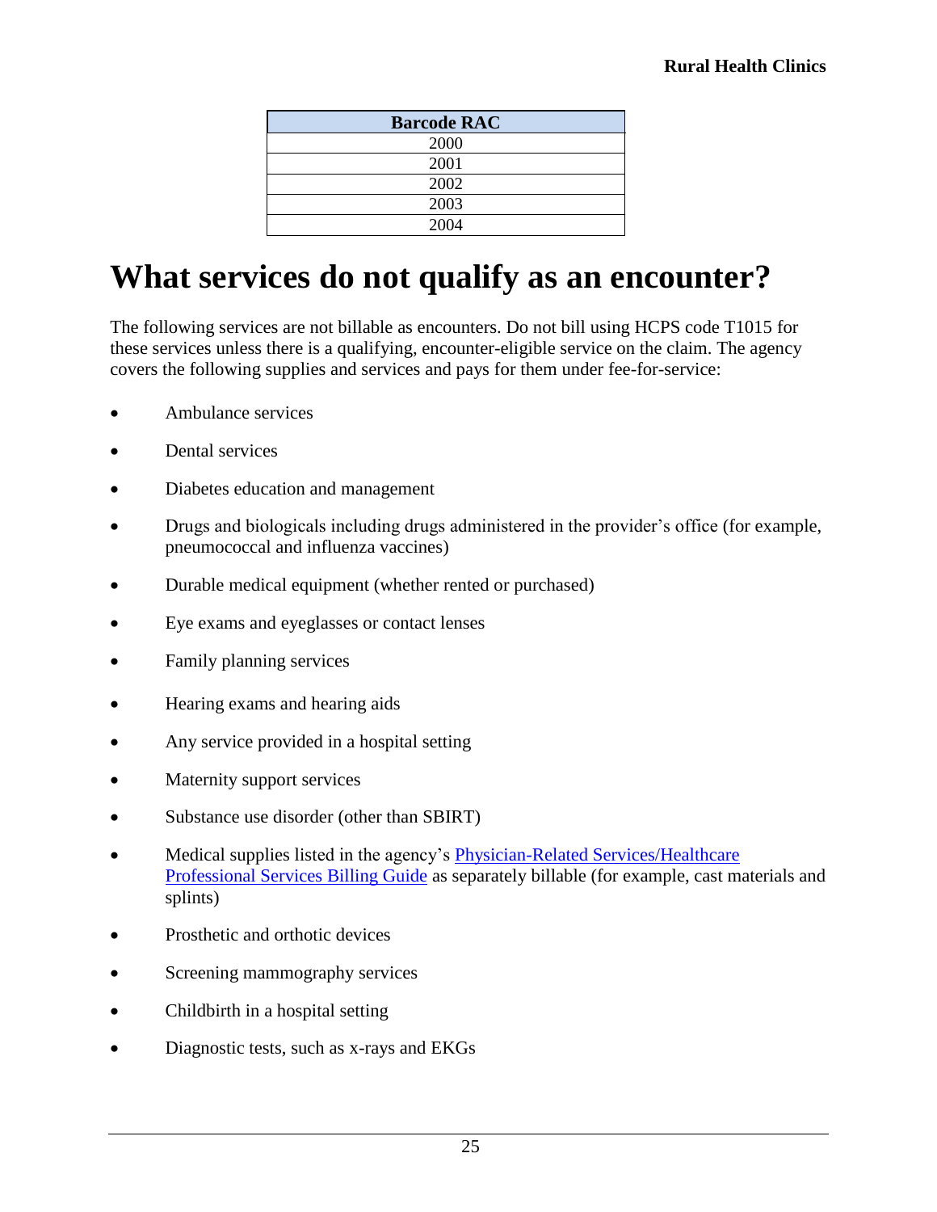| Barcode RAC |
| --- |
| 2000 |
| 2001 |
| 2002 |
| 2003 |
| 2004 |

# What services do not qualify as an encounter?

The following services are not billable as encounters. Do not bill using HCPS code T1015 for these services unless there is a qualifying, encounter-eligible service on the claim. The agency covers the following supplies and services and pays for them under fee-for-service:

- Ambulance services
- Dental services
- Diabetes education and management
- Drugs and biologicals including drugs administered in the provider's office (for example, pneumococcal and influenza vaccines)
- Durable medical equipment (whether rented or purchased)
- Eye exams and eyeglasses or contact lenses
- Family planning services
- Hearing exams and hearing aids
- Any service provided in a hospital setting
- Maternity support services
- Substance use disorder (other than SBIRT)
- Medical supplies listed in the agency's [Physician-Related Services/Healthcare Professional Services Billing Guide] as separately billable (for example, cast materials and splints)
- Prosthetic and orthotic devices
- Screening mammography services
- Childbirth in a hospital setting
- Diagnostic tests, such as x-rays and EKGs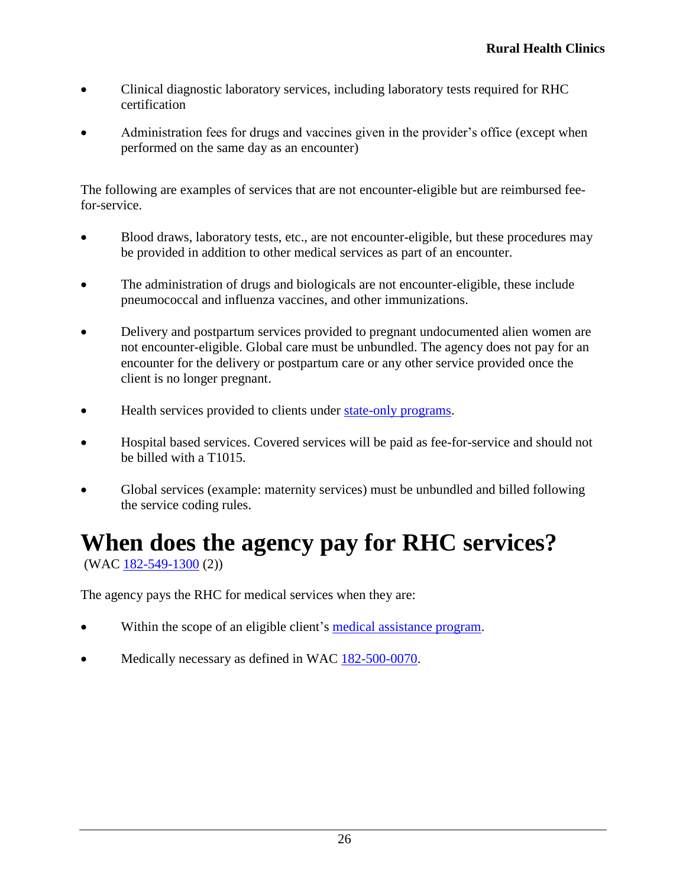- Clinical diagnostic laboratory services, including laboratory tests required for RHC certification
- Administration fees for drugs and vaccines given in the provider's office (except when performed on the same day as an encounter)

The following are examples of services that are not encounter-eligible but are reimbursed fee-for-service.

- Blood draws, laboratory tests, etc., are not encounter-eligible, but these procedures may be provided in addition to other medical services as part of an encounter.
- The administration of drugs and biologicals are not encounter-eligible, these include pneumococcal and influenza vaccines, and other immunizations.
- Delivery and postpartum services provided to pregnant undocumented alien women are not encounter-eligible. Global care must be unbundled. The agency does not pay for an encounter for the delivery or postpartum care or any other service provided once the client is no longer pregnant.
- Health services provided to clients under state-only programs.
- Hospital based services. Covered services will be paid as fee-for-service and should not be billed with a T1015.
- Global services (example: maternity services) must be unbundled and billed following the service coding rules.

# When does the agency pay for RHC services?

(WAC 182-549-1300 (2))

The agency pays the RHC for medical services when they are:

- Within the scope of an eligible client's medical assistance program.
- Medically necessary as defined in WAC 182-500-0070.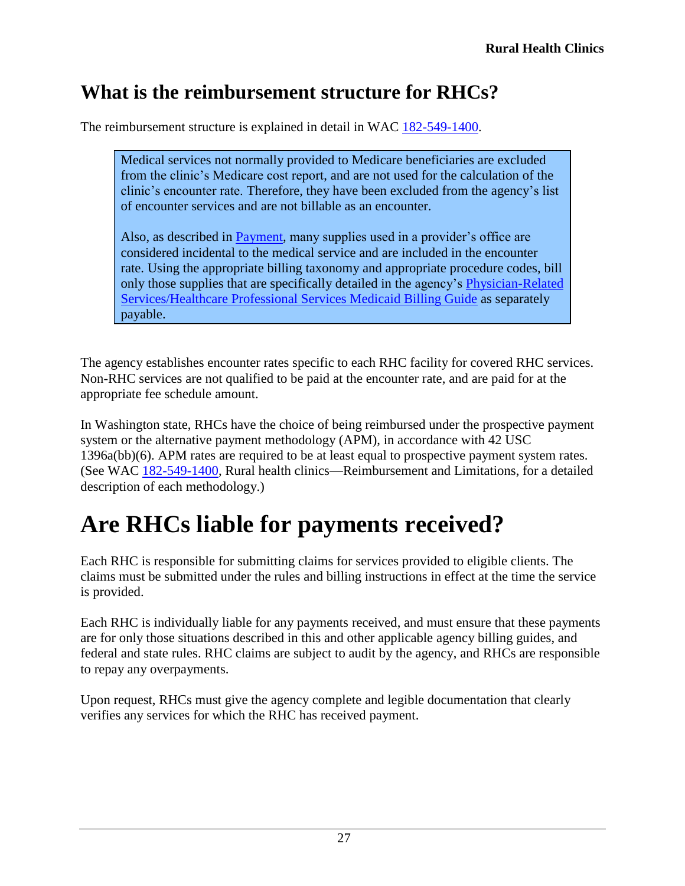## What is the reimbursement structure for RHCs?

The reimbursement structure is explained in detail in WAC [182-549-1400](182-549-1400).

> Medical services not normally provided to Medicare beneficiaries are excluded from the clinic's Medicare cost report, and are not used for the calculation of the clinic's encounter rate. Therefore, they have been excluded from the agency's list of encounter services and are not billable as an encounter.
>
> Also, as described in [Payment](Payment), many supplies used in a provider's office are considered incidental to the medical service and are included in the encounter rate. Using the appropriate billing taxonomy and appropriate procedure codes, bill only those supplies that are specifically detailed in the agency's [Physician-Related Services/Healthcare Professional Services Medicaid Billing Guide](Physician-Related Services/Healthcare Professional Services Medicaid Billing Guide) as separately payable.

The agency establishes encounter rates specific to each RHC facility for covered RHC services. Non-RHC services are not qualified to be paid at the encounter rate, and are paid for at the appropriate fee schedule amount.

In Washington state, RHCs have the choice of being reimbursed under the prospective payment system or the alternative payment methodology (APM), in accordance with 42 USC 1396a(bb)(6). APM rates are required to be at least equal to prospective payment system rates. (See WAC [182-549-1400](182-549-1400), Rural health clinics—Reimbursement and Limitations, for a detailed description of each methodology.)

# Are RHCs liable for payments received?

Each RHC is responsible for submitting claims for services provided to eligible clients. The claims must be submitted under the rules and billing instructions in effect at the time the service is provided.

Each RHC is individually liable for any payments received, and must ensure that these payments are for only those situations described in this and other applicable agency billing guides, and federal and state rules. RHC claims are subject to audit by the agency, and RHCs are responsible to repay any overpayments.

Upon request, RHCs must give the agency complete and legible documentation that clearly verifies any services for which the RHC has received payment.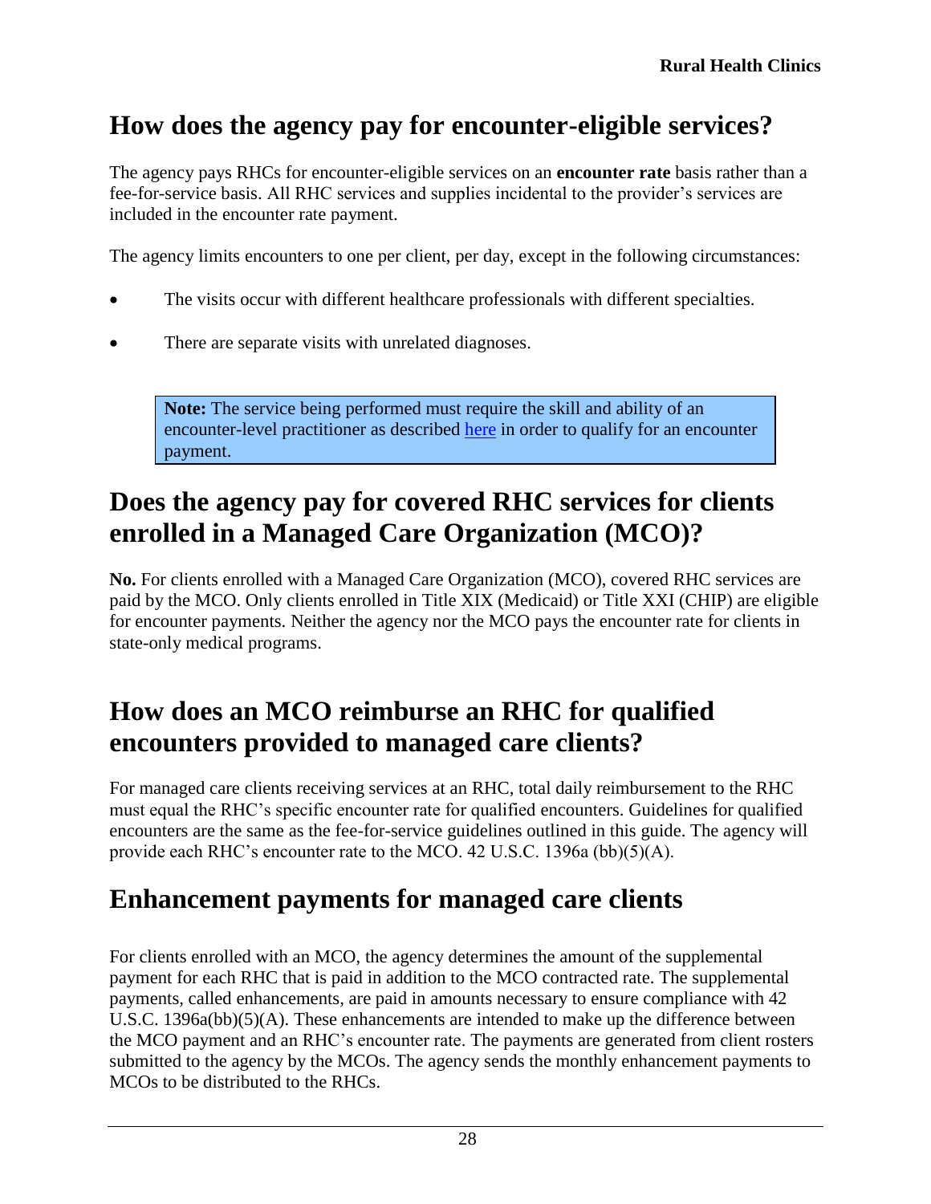## How does the agency pay for encounter-eligible services?

The agency pays RHCs for encounter-eligible services on an **encounter rate** basis rather than a fee-for-service basis. All RHC services and supplies incidental to the provider's services are included in the encounter rate payment.

The agency limits encounters to one per client, per day, except in the following circumstances:

- The visits occur with different healthcare professionals with different specialties.
- There are separate visits with unrelated diagnoses.

> **Note:** The service being performed must require the skill and ability of an encounter-level practitioner as described here in order to qualify for an encounter payment.

## Does the agency pay for covered RHC services for clients enrolled in a Managed Care Organization (MCO)?

**No.** For clients enrolled with a Managed Care Organization (MCO), covered RHC services are paid by the MCO. Only clients enrolled in Title XIX (Medicaid) or Title XXI (CHIP) are eligible for encounter payments. Neither the agency nor the MCO pays the encounter rate for clients in state-only medical programs.

## How does an MCO reimburse an RHC for qualified encounters provided to managed care clients?

For managed care clients receiving services at an RHC, total daily reimbursement to the RHC must equal the RHC's specific encounter rate for qualified encounters. Guidelines for qualified encounters are the same as the fee-for-service guidelines outlined in this guide. The agency will provide each RHC's encounter rate to the MCO. 42 U.S.C. 1396a (bb)(5)(A).

## Enhancement payments for managed care clients

For clients enrolled with an MCO, the agency determines the amount of the supplemental payment for each RHC that is paid in addition to the MCO contracted rate. The supplemental payments, called enhancements, are paid in amounts necessary to ensure compliance with 42 U.S.C. 1396a(bb)(5)(A). These enhancements are intended to make up the difference between the MCO payment and an RHC's encounter rate. The payments are generated from client rosters submitted to the agency by the MCOs. The agency sends the monthly enhancement payments to MCOs to be distributed to the RHCs.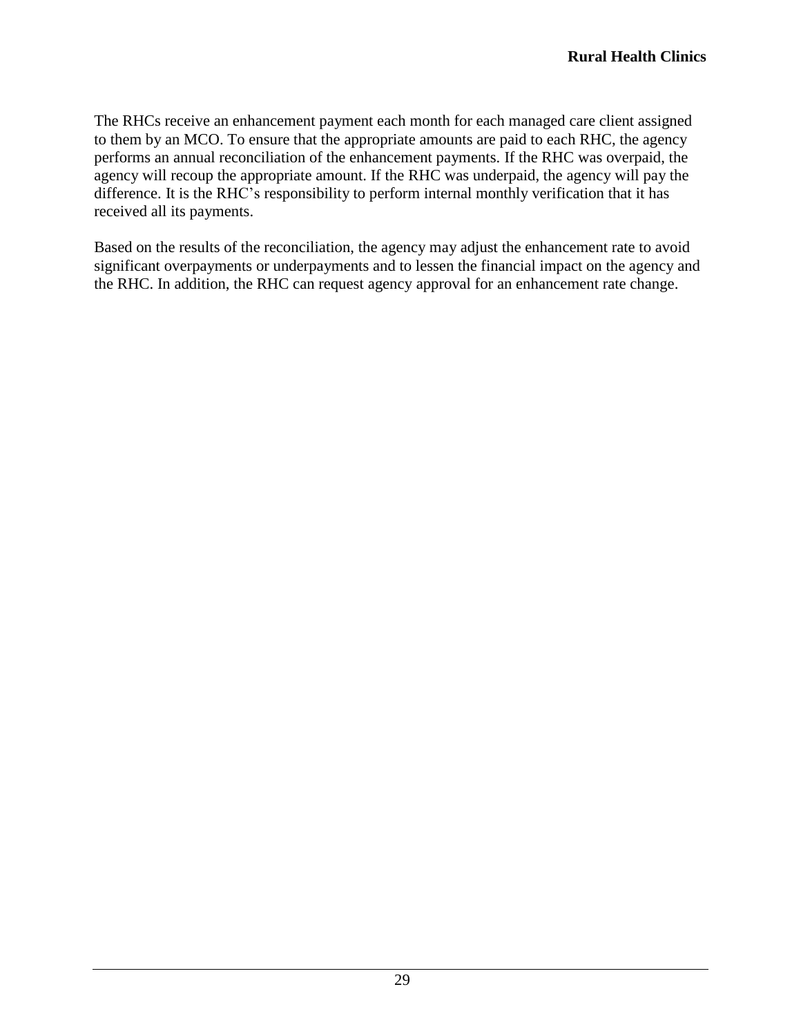The RHCs receive an enhancement payment each month for each managed care client assigned to them by an MCO. To ensure that the appropriate amounts are paid to each RHC, the agency performs an annual reconciliation of the enhancement payments. If the RHC was overpaid, the agency will recoup the appropriate amount. If the RHC was underpaid, the agency will pay the difference. It is the RHC's responsibility to perform internal monthly verification that it has received all its payments.

Based on the results of the reconciliation, the agency may adjust the enhancement rate to avoid significant overpayments or underpayments and to lessen the financial impact on the agency and the RHC. In addition, the RHC can request agency approval for an enhancement rate change.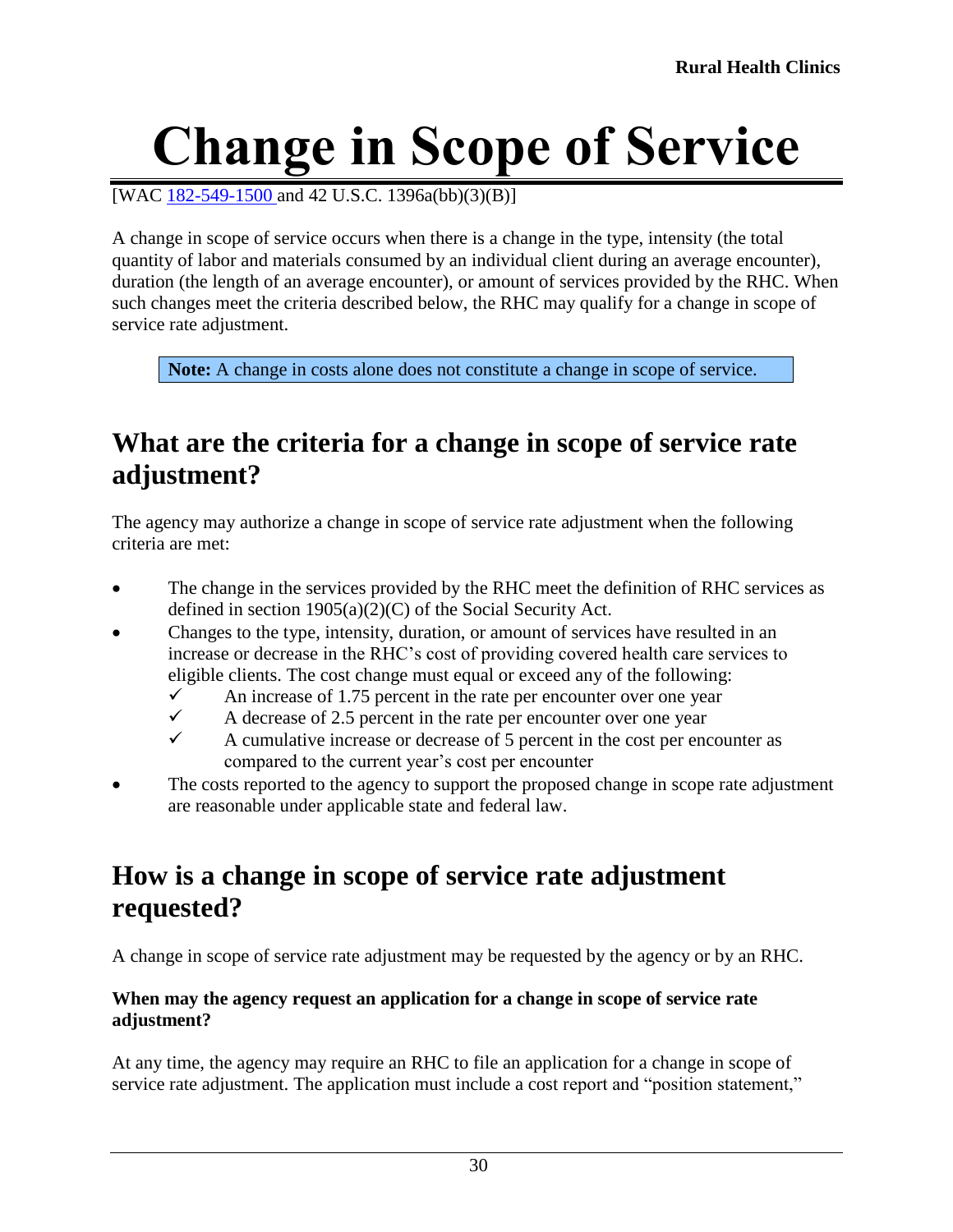# Change in Scope of Service

[WAC 182-549-1500 and 42 U.S.C. 1396a(bb)(3)(B)]

A change in scope of service occurs when there is a change in the type, intensity (the total quantity of labor and materials consumed by an individual client during an average encounter), duration (the length of an average encounter), or amount of services provided by the RHC. When such changes meet the criteria described below, the RHC may qualify for a change in scope of service rate adjustment.

> **Note:** A change in costs alone does not constitute a change in scope of service.

## What are the criteria for a change in scope of service rate adjustment?

The agency may authorize a change in scope of service rate adjustment when the following criteria are met:

- The change in the services provided by the RHC meet the definition of RHC services as defined in section 1905(a)(2)(C) of the Social Security Act.
- Changes to the type, intensity, duration, or amount of services have resulted in an increase or decrease in the RHC's cost of providing covered health care services to eligible clients. The cost change must equal or exceed any of the following:
  - ✓ An increase of 1.75 percent in the rate per encounter over one year
  - ✓ A decrease of 2.5 percent in the rate per encounter over one year
  - ✓ A cumulative increase or decrease of 5 percent in the cost per encounter as compared to the current year's cost per encounter
- The costs reported to the agency to support the proposed change in scope rate adjustment are reasonable under applicable state and federal law.

## How is a change in scope of service rate adjustment requested?

A change in scope of service rate adjustment may be requested by the agency or by an RHC.

**When may the agency request an application for a change in scope of service rate adjustment?**

At any time, the agency may require an RHC to file an application for a change in scope of service rate adjustment. The application must include a cost report and "position statement,"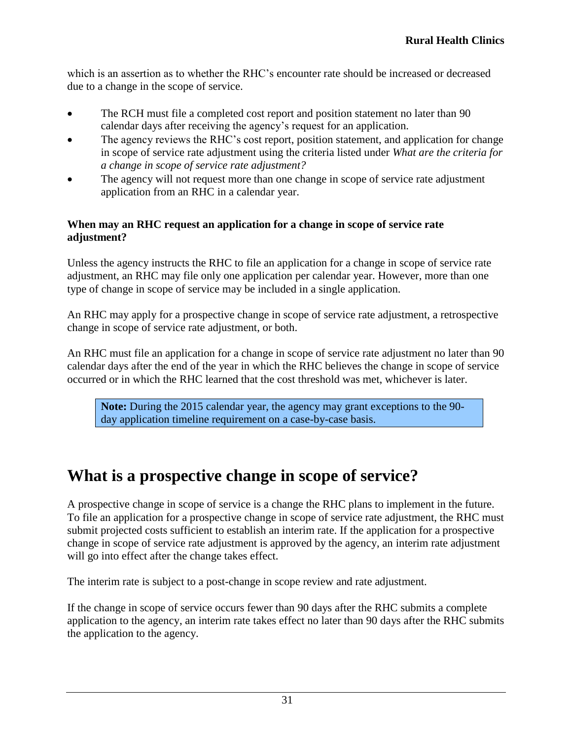which is an assertion as to whether the RHC's encounter rate should be increased or decreased due to a change in the scope of service.

- The RCH must file a completed cost report and position statement no later than 90 calendar days after receiving the agency's request for an application.
- The agency reviews the RHC's cost report, position statement, and application for change in scope of service rate adjustment using the criteria listed under *What are the criteria for a change in scope of service rate adjustment?*
- The agency will not request more than one change in scope of service rate adjustment application from an RHC in a calendar year.

**When may an RHC request an application for a change in scope of service rate adjustment?**

Unless the agency instructs the RHC to file an application for a change in scope of service rate adjustment, an RHC may file only one application per calendar year. However, more than one type of change in scope of service may be included in a single application.

An RHC may apply for a prospective change in scope of service rate adjustment, a retrospective change in scope of service rate adjustment, or both.

An RHC must file an application for a change in scope of service rate adjustment no later than 90 calendar days after the end of the year in which the RHC believes the change in scope of service occurred or in which the RHC learned that the cost threshold was met, whichever is later.

> **Note:** During the 2015 calendar year, the agency may grant exceptions to the 90-day application timeline requirement on a case-by-case basis.

# What is a prospective change in scope of service?

A prospective change in scope of service is a change the RHC plans to implement in the future. To file an application for a prospective change in scope of service rate adjustment, the RHC must submit projected costs sufficient to establish an interim rate. If the application for a prospective change in scope of service rate adjustment is approved by the agency, an interim rate adjustment will go into effect after the change takes effect.

The interim rate is subject to a post-change in scope review and rate adjustment.

If the change in scope of service occurs fewer than 90 days after the RHC submits a complete application to the agency, an interim rate takes effect no later than 90 days after the RHC submits the application to the agency.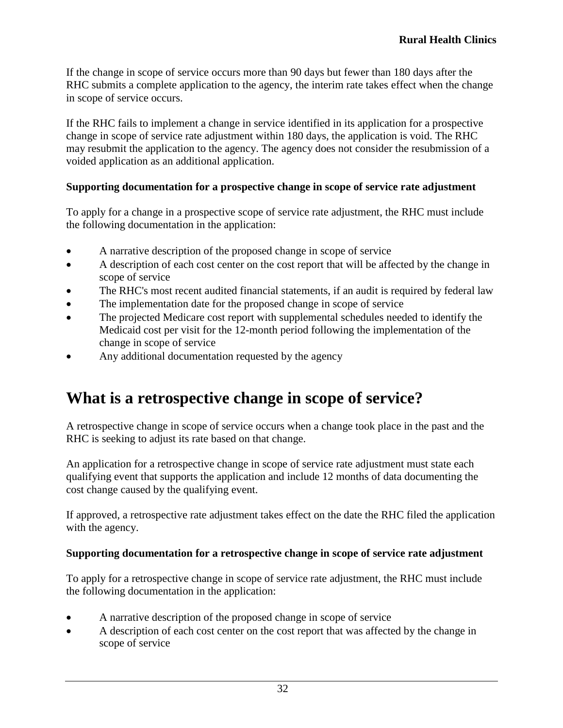If the change in scope of service occurs more than 90 days but fewer than 180 days after the RHC submits a complete application to the agency, the interim rate takes effect when the change in scope of service occurs.

If the RHC fails to implement a change in service identified in its application for a prospective change in scope of service rate adjustment within 180 days, the application is void. The RHC may resubmit the application to the agency. The agency does not consider the resubmission of a voided application as an additional application.

**Supporting documentation for a prospective change in scope of service rate adjustment**

To apply for a change in a prospective scope of service rate adjustment, the RHC must include the following documentation in the application:

- A narrative description of the proposed change in scope of service
- A description of each cost center on the cost report that will be affected by the change in scope of service
- The RHC's most recent audited financial statements, if an audit is required by federal law
- The implementation date for the proposed change in scope of service
- The projected Medicare cost report with supplemental schedules needed to identify the Medicaid cost per visit for the 12-month period following the implementation of the change in scope of service
- Any additional documentation requested by the agency

# What is a retrospective change in scope of service?

A retrospective change in scope of service occurs when a change took place in the past and the RHC is seeking to adjust its rate based on that change.

An application for a retrospective change in scope of service rate adjustment must state each qualifying event that supports the application and include 12 months of data documenting the cost change caused by the qualifying event.

If approved, a retrospective rate adjustment takes effect on the date the RHC filed the application with the agency.

**Supporting documentation for a retrospective change in scope of service rate adjustment**

To apply for a retrospective change in scope of service rate adjustment, the RHC must include the following documentation in the application:

- A narrative description of the proposed change in scope of service
- A description of each cost center on the cost report that was affected by the change in scope of service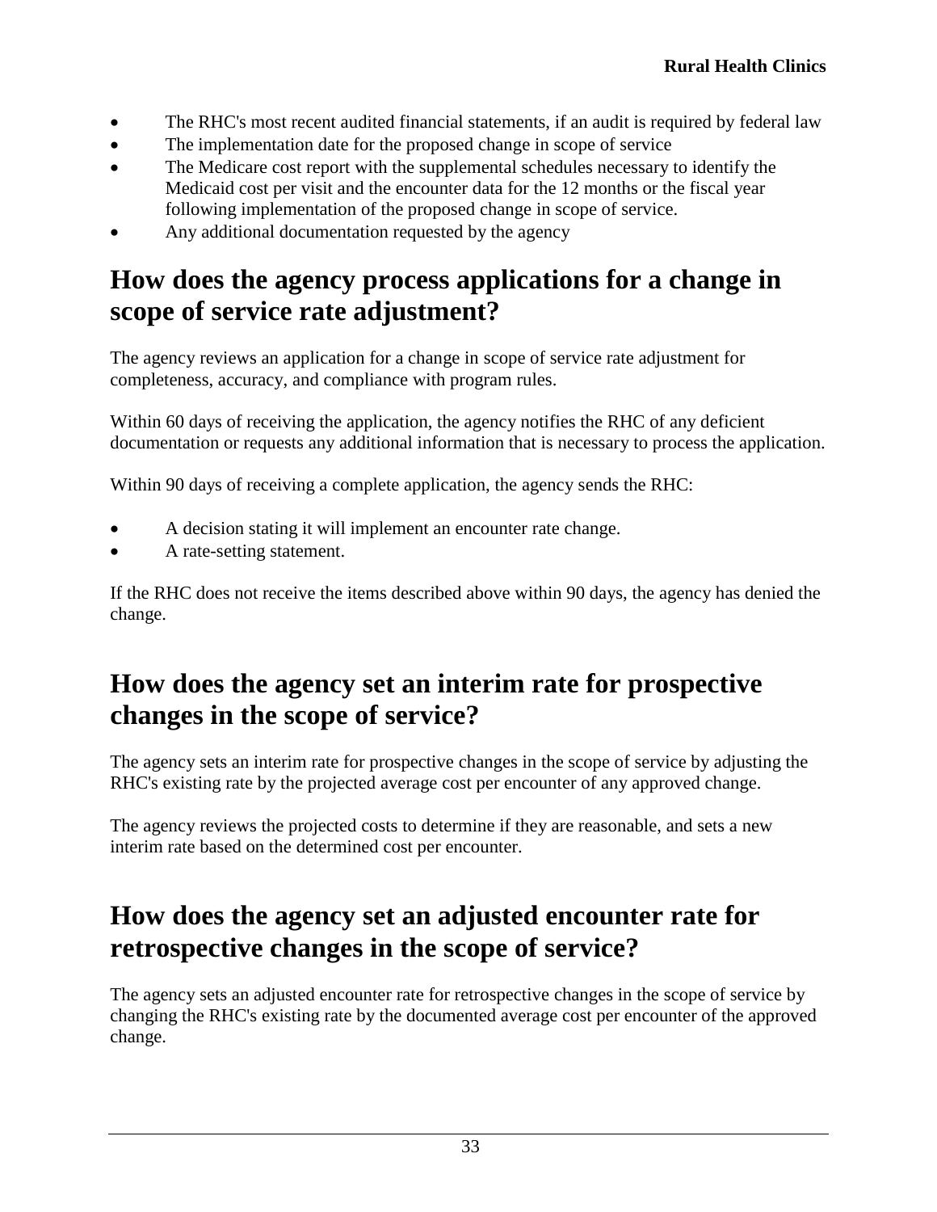- The RHC's most recent audited financial statements, if an audit is required by federal law
- The implementation date for the proposed change in scope of service
- The Medicare cost report with the supplemental schedules necessary to identify the Medicaid cost per visit and the encounter data for the 12 months or the fiscal year following implementation of the proposed change in scope of service.
- Any additional documentation requested by the agency

## How does the agency process applications for a change in scope of service rate adjustment?

The agency reviews an application for a change in scope of service rate adjustment for completeness, accuracy, and compliance with program rules.

Within 60 days of receiving the application, the agency notifies the RHC of any deficient documentation or requests any additional information that is necessary to process the application.

Within 90 days of receiving a complete application, the agency sends the RHC:

- A decision stating it will implement an encounter rate change.
- A rate-setting statement.

If the RHC does not receive the items described above within 90 days, the agency has denied the change.

## How does the agency set an interim rate for prospective changes in the scope of service?

The agency sets an interim rate for prospective changes in the scope of service by adjusting the RHC's existing rate by the projected average cost per encounter of any approved change.

The agency reviews the projected costs to determine if they are reasonable, and sets a new interim rate based on the determined cost per encounter.

## How does the agency set an adjusted encounter rate for retrospective changes in the scope of service?

The agency sets an adjusted encounter rate for retrospective changes in the scope of service by changing the RHC's existing rate by the documented average cost per encounter of the approved change.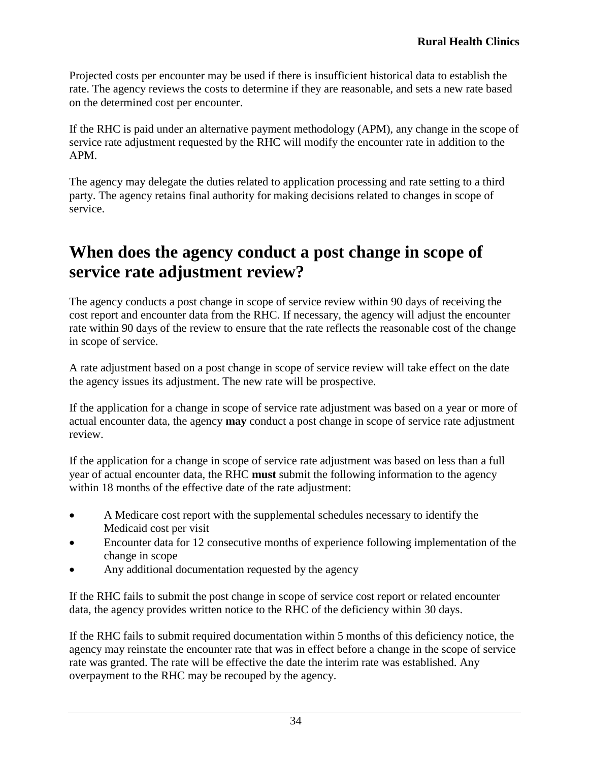Projected costs per encounter may be used if there is insufficient historical data to establish the rate. The agency reviews the costs to determine if they are reasonable, and sets a new rate based on the determined cost per encounter.

If the RHC is paid under an alternative payment methodology (APM), any change in the scope of service rate adjustment requested by the RHC will modify the encounter rate in addition to the APM.

The agency may delegate the duties related to application processing and rate setting to a third party. The agency retains final authority for making decisions related to changes in scope of service.

# When does the agency conduct a post change in scope of service rate adjustment review?

The agency conducts a post change in scope of service review within 90 days of receiving the cost report and encounter data from the RHC. If necessary, the agency will adjust the encounter rate within 90 days of the review to ensure that the rate reflects the reasonable cost of the change in scope of service.

A rate adjustment based on a post change in scope of service review will take effect on the date the agency issues its adjustment. The new rate will be prospective.

If the application for a change in scope of service rate adjustment was based on a year or more of actual encounter data, the agency **may** conduct a post change in scope of service rate adjustment review.

If the application for a change in scope of service rate adjustment was based on less than a full year of actual encounter data, the RHC **must** submit the following information to the agency within 18 months of the effective date of the rate adjustment:

- A Medicare cost report with the supplemental schedules necessary to identify the Medicaid cost per visit
- Encounter data for 12 consecutive months of experience following implementation of the change in scope
- Any additional documentation requested by the agency

If the RHC fails to submit the post change in scope of service cost report or related encounter data, the agency provides written notice to the RHC of the deficiency within 30 days.

If the RHC fails to submit required documentation within 5 months of this deficiency notice, the agency may reinstate the encounter rate that was in effect before a change in the scope of service rate was granted. The rate will be effective the date the interim rate was established. Any overpayment to the RHC may be recouped by the agency.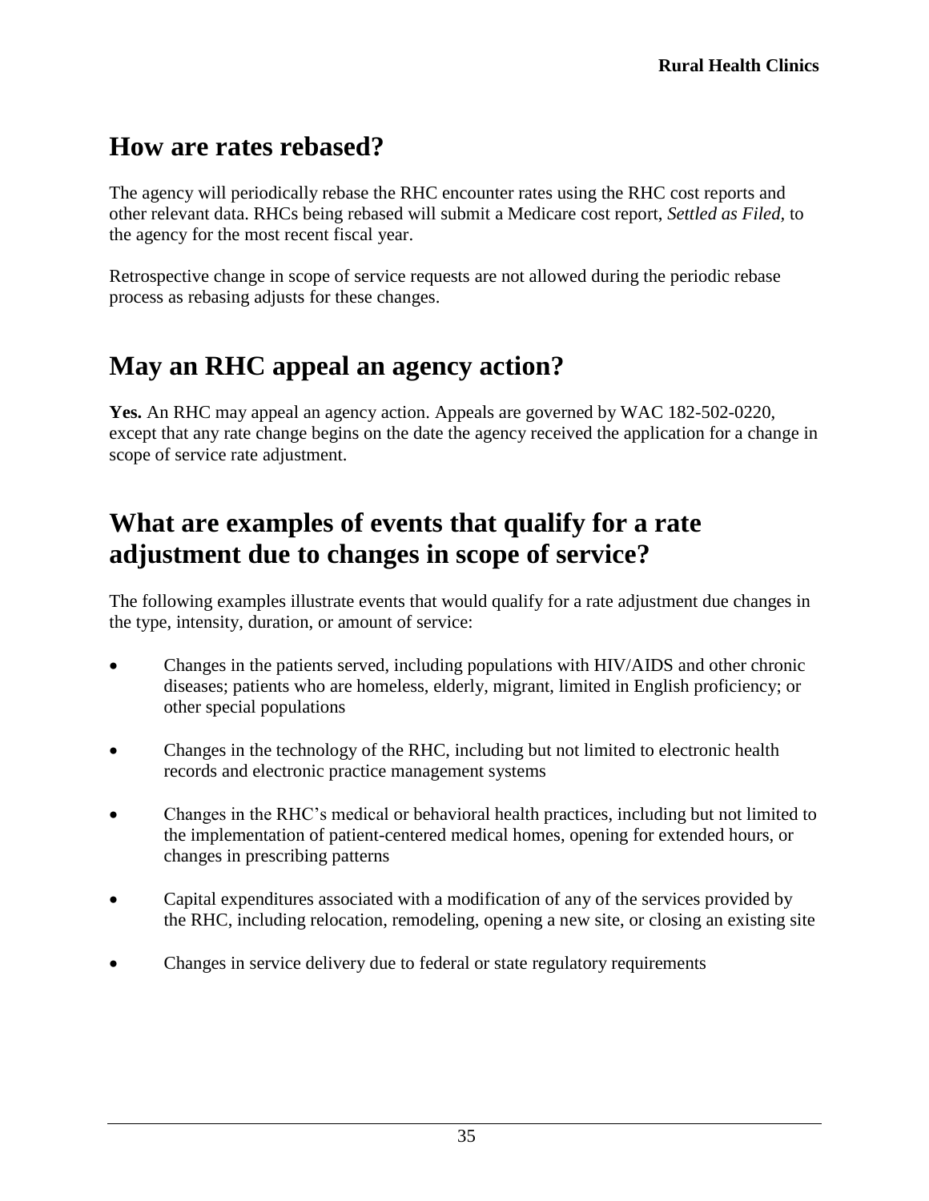## How are rates rebased?

The agency will periodically rebase the RHC encounter rates using the RHC cost reports and other relevant data. RHCs being rebased will submit a Medicare cost report, *Settled as Filed,* to the agency for the most recent fiscal year.

Retrospective change in scope of service requests are not allowed during the periodic rebase process as rebasing adjusts for these changes.

## May an RHC appeal an agency action?

**Yes.** An RHC may appeal an agency action. Appeals are governed by WAC 182-502-0220, except that any rate change begins on the date the agency received the application for a change in scope of service rate adjustment.

## What are examples of events that qualify for a rate adjustment due to changes in scope of service?

The following examples illustrate events that would qualify for a rate adjustment due changes in the type, intensity, duration, or amount of service:

- Changes in the patients served, including populations with HIV/AIDS and other chronic diseases; patients who are homeless, elderly, migrant, limited in English proficiency; or other special populations
- Changes in the technology of the RHC, including but not limited to electronic health records and electronic practice management systems
- Changes in the RHC's medical or behavioral health practices, including but not limited to the implementation of patient-centered medical homes, opening for extended hours, or changes in prescribing patterns
- Capital expenditures associated with a modification of any of the services provided by the RHC, including relocation, remodeling, opening a new site, or closing an existing site
- Changes in service delivery due to federal or state regulatory requirements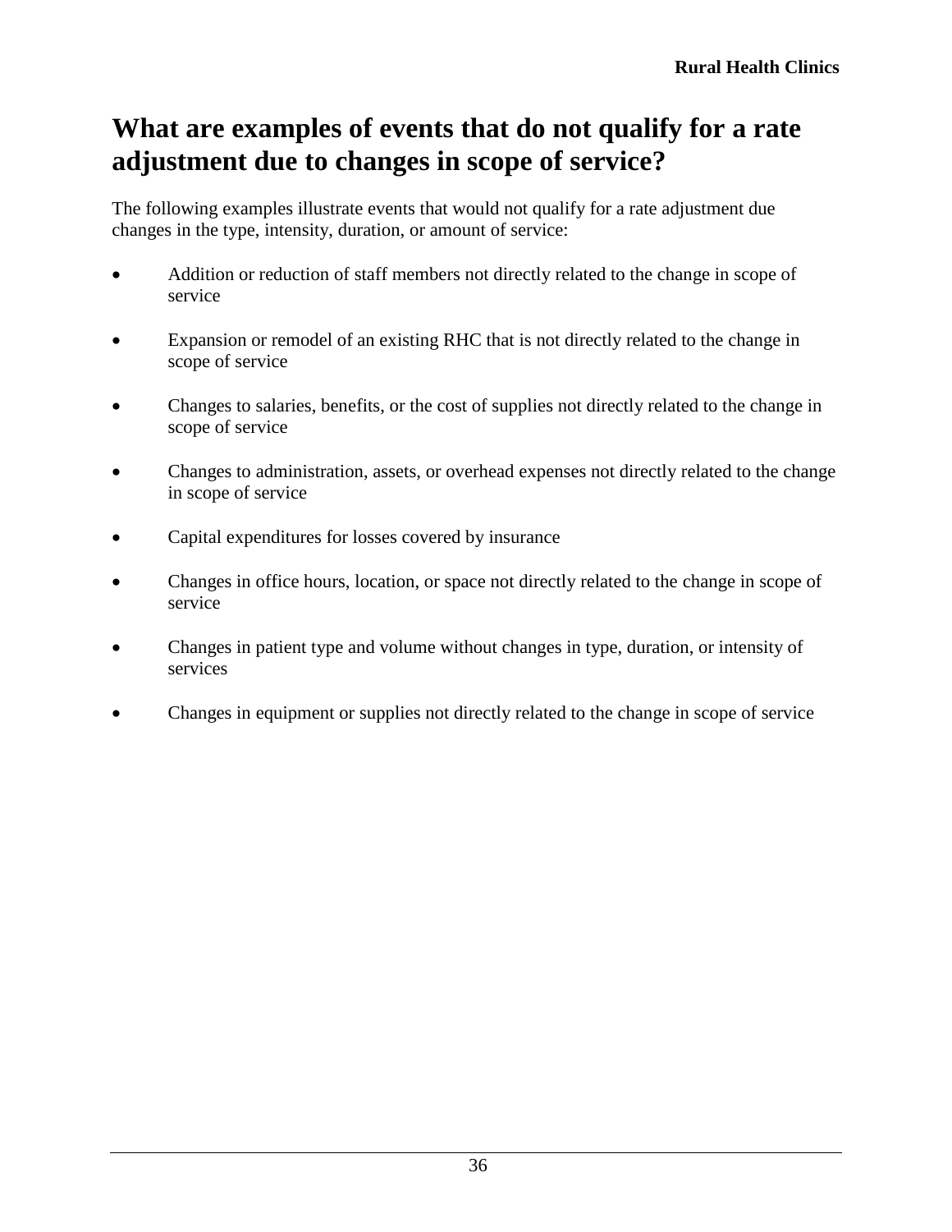# What are examples of events that do not qualify for a rate adjustment due to changes in scope of service?

The following examples illustrate events that would not qualify for a rate adjustment due changes in the type, intensity, duration, or amount of service:

- Addition or reduction of staff members not directly related to the change in scope of service
- Expansion or remodel of an existing RHC that is not directly related to the change in scope of service
- Changes to salaries, benefits, or the cost of supplies not directly related to the change in scope of service
- Changes to administration, assets, or overhead expenses not directly related to the change in scope of service
- Capital expenditures for losses covered by insurance
- Changes in office hours, location, or space not directly related to the change in scope of service
- Changes in patient type and volume without changes in type, duration, or intensity of services
- Changes in equipment or supplies not directly related to the change in scope of service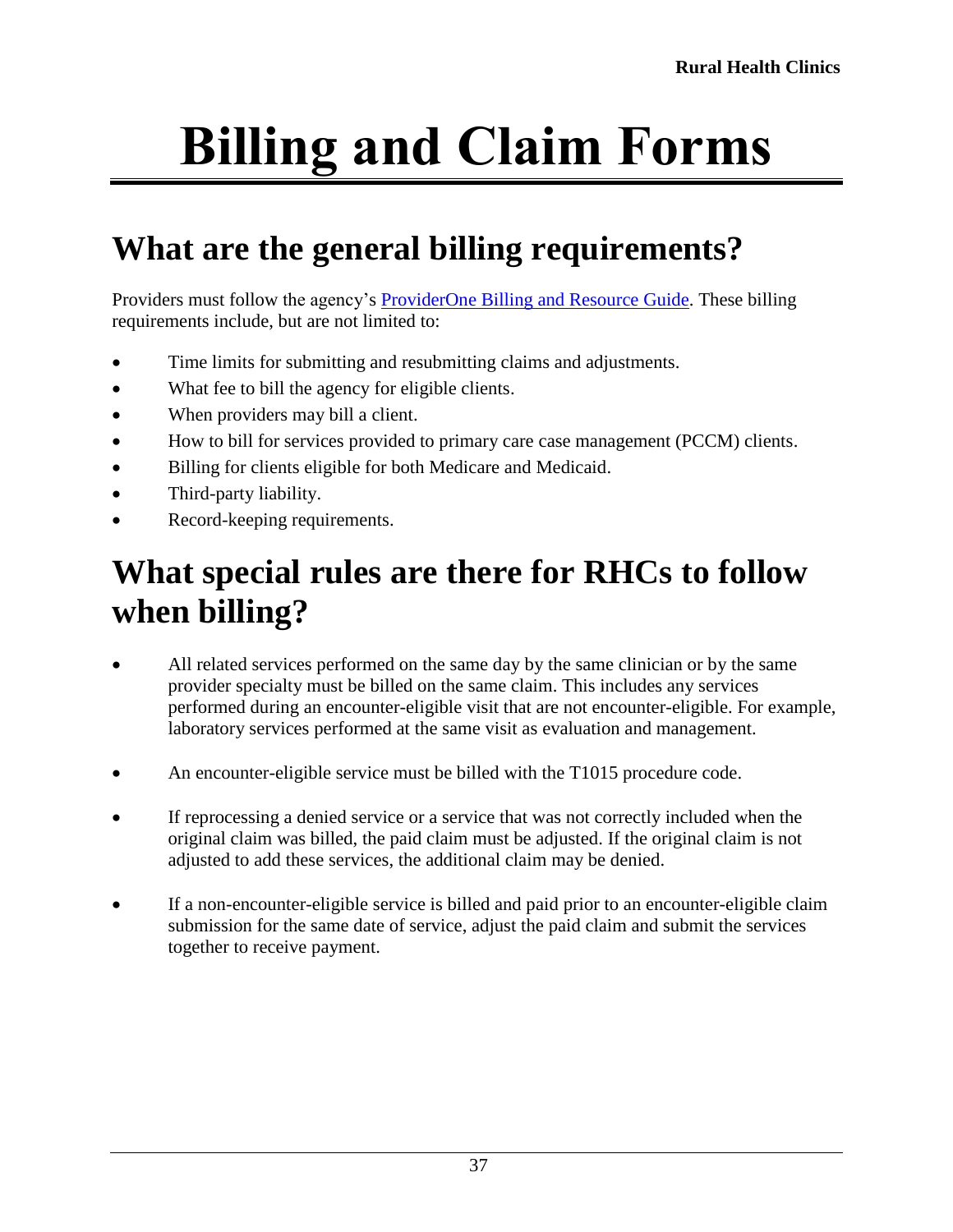# Billing and Claim Forms

## What are the general billing requirements?

Providers must follow the agency's [ProviderOne Billing and Resource Guide](). These billing requirements include, but are not limited to:

- Time limits for submitting and resubmitting claims and adjustments.
- What fee to bill the agency for eligible clients.
- When providers may bill a client.
- How to bill for services provided to primary care case management (PCCM) clients.
- Billing for clients eligible for both Medicare and Medicaid.
- Third-party liability.
- Record-keeping requirements.

## What special rules are there for RHCs to follow when billing?

- All related services performed on the same day by the same clinician or by the same provider specialty must be billed on the same claim. This includes any services performed during an encounter-eligible visit that are not encounter-eligible. For example, laboratory services performed at the same visit as evaluation and management.
- An encounter-eligible service must be billed with the T1015 procedure code.
- If reprocessing a denied service or a service that was not correctly included when the original claim was billed, the paid claim must be adjusted. If the original claim is not adjusted to add these services, the additional claim may be denied.
- If a non-encounter-eligible service is billed and paid prior to an encounter-eligible claim submission for the same date of service, adjust the paid claim and submit the services together to receive payment.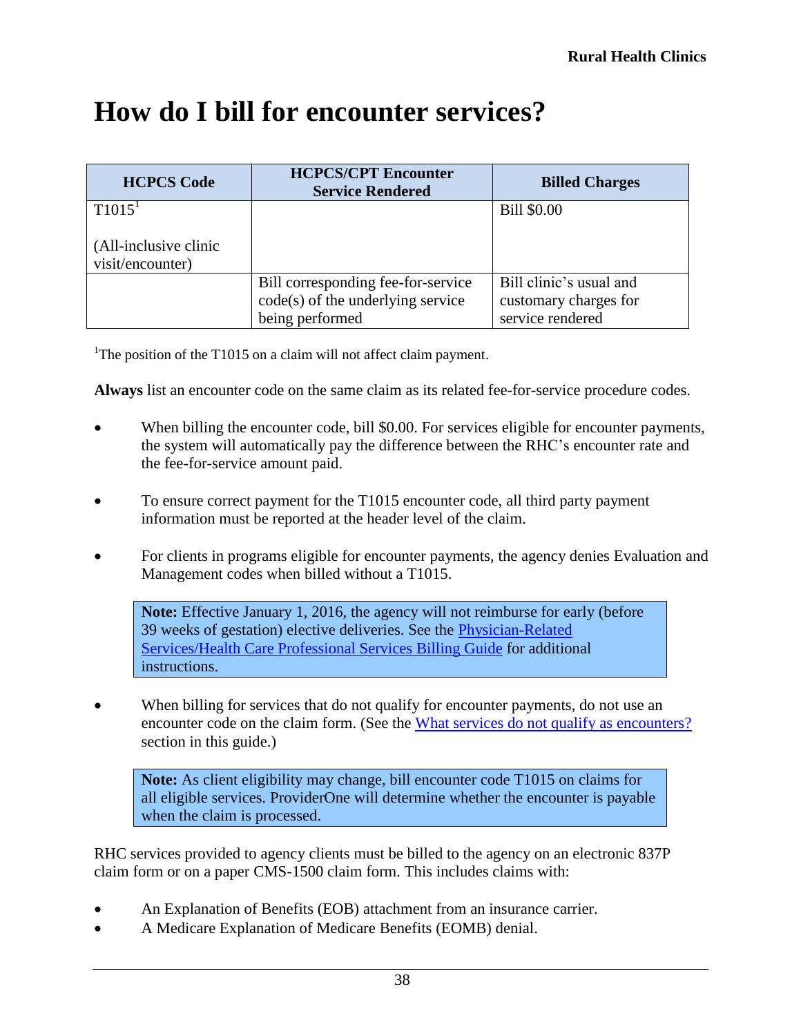# How do I bill for encounter services?

| HCPCS Code | HCPCS/CPT Encounter Service Rendered | Billed Charges |
|---|---|---|
| T1015[1]<br><br>(All-inclusive clinic visit/encounter) | | Bill $0.00 |
| | Bill corresponding fee-for-service code(s) of the underlying service being performed | Bill clinic's usual and customary charges for service rendered |

[1]The position of the T1015 on a claim will not affect claim payment.

**Always** list an encounter code on the same claim as its related fee-for-service procedure codes.

- When billing the encounter code, bill $0.00. For services eligible for encounter payments, the system will automatically pay the difference between the RHC's encounter rate and the fee-for-service amount paid.
- To ensure correct payment for the T1015 encounter code, all third party payment information must be reported at the header level of the claim.
- For clients in programs eligible for encounter payments, the agency denies Evaluation and Management codes when billed without a T1015.

> **Note:** Effective January 1, 2016, the agency will not reimburse for early (before 39 weeks of gestation) elective deliveries. See the Physician-Related Services/Health Care Professional Services Billing Guide for additional instructions.

- When billing for services that do not qualify for encounter payments, do not use an encounter code on the claim form. (See the What services do not qualify as encounters? section in this guide.)

> **Note:** As client eligibility may change, bill encounter code T1015 on claims for all eligible services. ProviderOne will determine whether the encounter is payable when the claim is processed.

RHC services provided to agency clients must be billed to the agency on an electronic 837P claim form or on a paper CMS-1500 claim form. This includes claims with:

- An Explanation of Benefits (EOB) attachment from an insurance carrier.
- A Medicare Explanation of Medicare Benefits (EOMB) denial.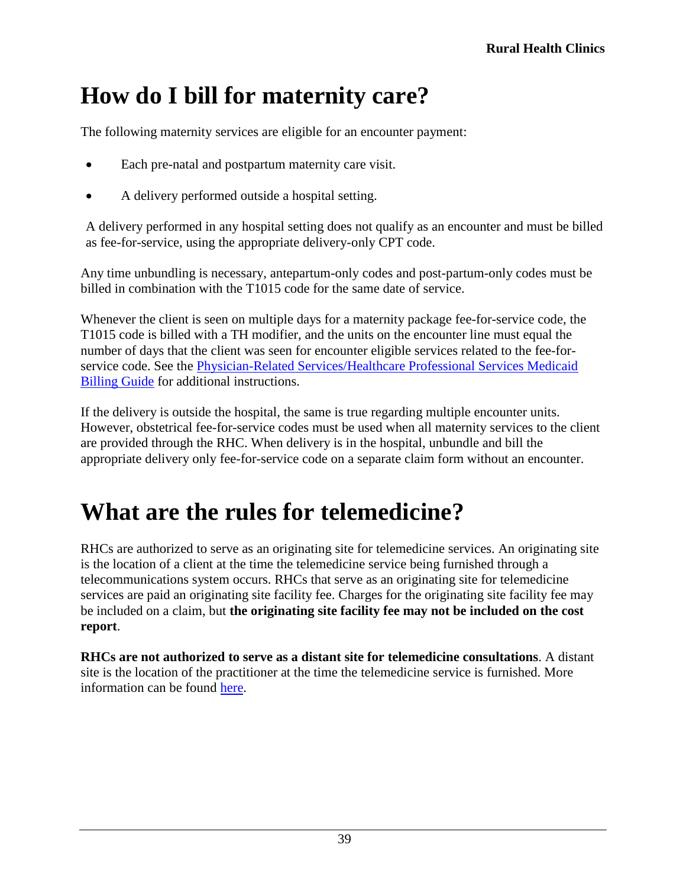# How do I bill for maternity care?

The following maternity services are eligible for an encounter payment:

- Each pre-natal and postpartum maternity care visit.
- A delivery performed outside a hospital setting.

A delivery performed in any hospital setting does not qualify as an encounter and must be billed as fee-for-service, using the appropriate delivery-only CPT code.

Any time unbundling is necessary, antepartum-only codes and post-partum-only codes must be billed in combination with the T1015 code for the same date of service.

Whenever the client is seen on multiple days for a maternity package fee-for-service code, the T1015 code is billed with a TH modifier, and the units on the encounter line must equal the number of days that the client was seen for encounter eligible services related to the fee-for-service code. See the [Physician-Related Services/Healthcare Professional Services Medicaid Billing Guide]() for additional instructions.

If the delivery is outside the hospital, the same is true regarding multiple encounter units. However, obstetrical fee-for-service codes must be used when all maternity services to the client are provided through the RHC. When delivery is in the hospital, unbundle and bill the appropriate delivery only fee-for-service code on a separate claim form without an encounter.

# What are the rules for telemedicine?

RHCs are authorized to serve as an originating site for telemedicine services. An originating site is the location of a client at the time the telemedicine service being furnished through a telecommunications system occurs. RHCs that serve as an originating site for telemedicine services are paid an originating site facility fee. Charges for the originating site facility fee may be included on a claim, but **the originating site facility fee may not be included on the cost report**.

**RHCs are not authorized to serve as a distant site for telemedicine consultations**. A distant site is the location of the practitioner at the time the telemedicine service is furnished. More information can be found [here]().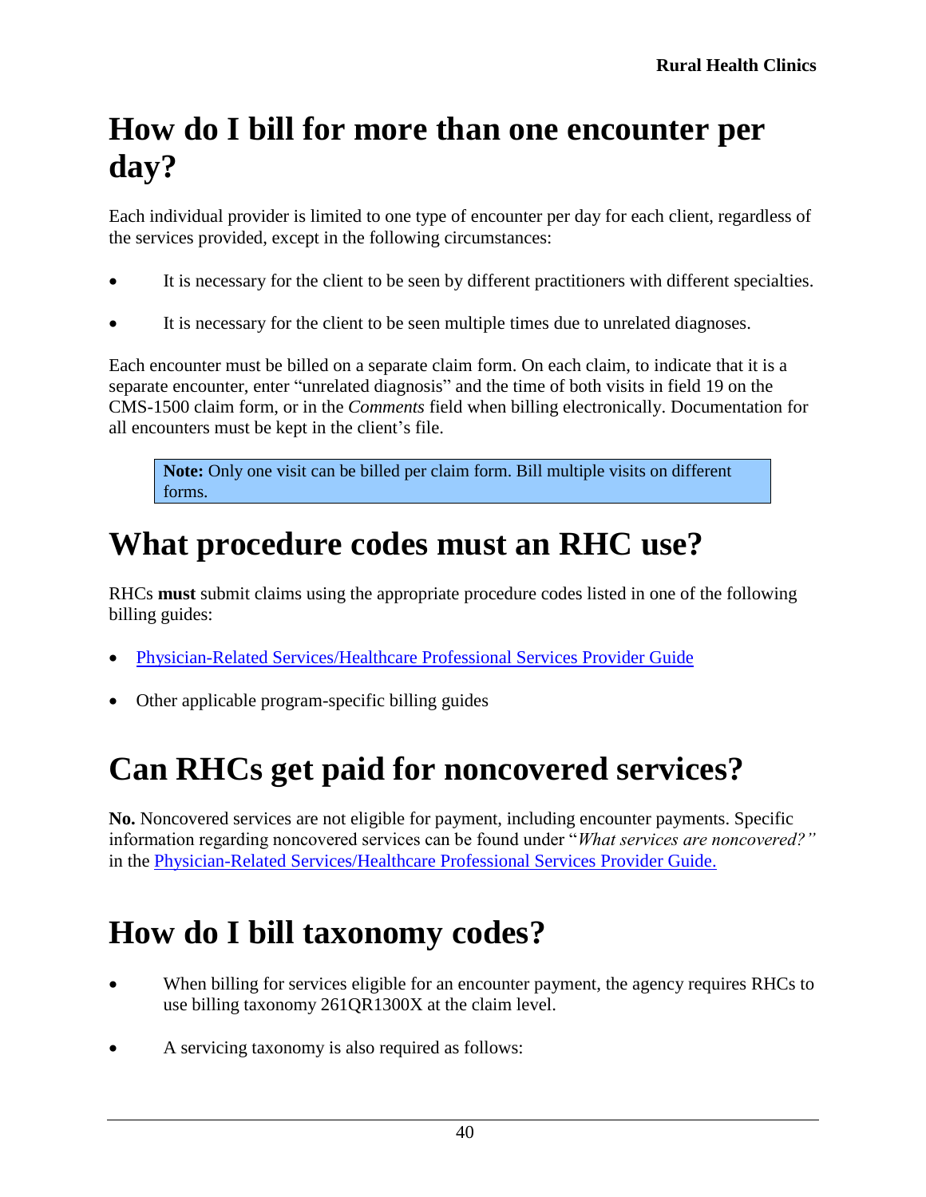# How do I bill for more than one encounter per day?

Each individual provider is limited to one type of encounter per day for each client, regardless of the services provided, except in the following circumstances:

- It is necessary for the client to be seen by different practitioners with different specialties.
- It is necessary for the client to be seen multiple times due to unrelated diagnoses.

Each encounter must be billed on a separate claim form. On each claim, to indicate that it is a separate encounter, enter "unrelated diagnosis" and the time of both visits in field 19 on the CMS-1500 claim form, or in the *Comments* field when billing electronically. Documentation for all encounters must be kept in the client's file.

> **Note:** Only one visit can be billed per claim form. Bill multiple visits on different forms.

# What procedure codes must an RHC use?

RHCs **must** submit claims using the appropriate procedure codes listed in one of the following billing guides:

- Physician-Related Services/Healthcare Professional Services Provider Guide
- Other applicable program-specific billing guides

# Can RHCs get paid for noncovered services?

**No.** Noncovered services are not eligible for payment, including encounter payments. Specific information regarding noncovered services can be found under "*What services are noncovered?"* in the Physician-Related Services/Healthcare Professional Services Provider Guide.

# How do I bill taxonomy codes?

- When billing for services eligible for an encounter payment, the agency requires RHCs to use billing taxonomy 261QR1300X at the claim level.
- A servicing taxonomy is also required as follows: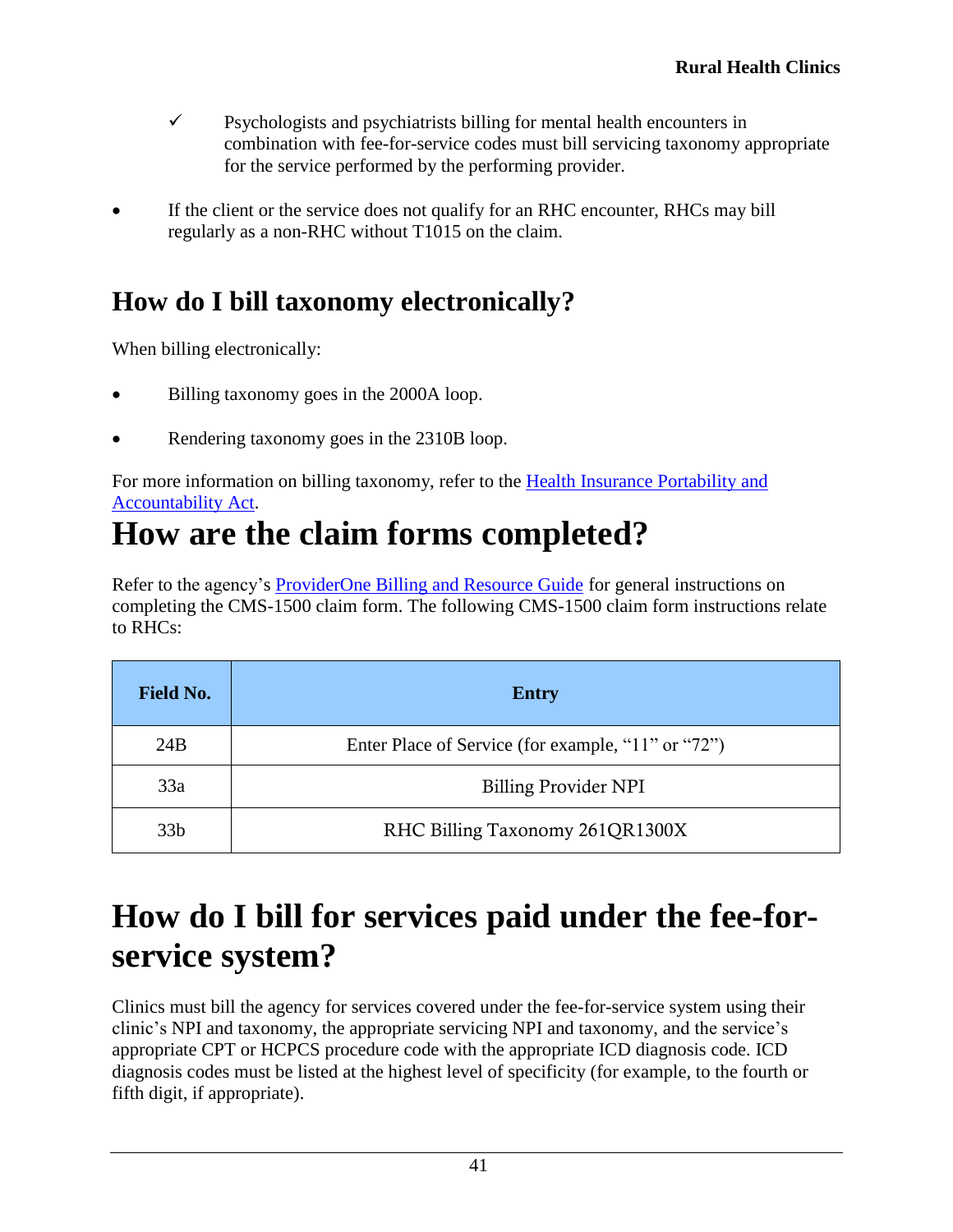- ✓ Psychologists and psychiatrists billing for mental health encounters in combination with fee-for-service codes must bill servicing taxonomy appropriate for the service performed by the performing provider.

- If the client or the service does not qualify for an RHC encounter, RHCs may bill regularly as a non-RHC without T1015 on the claim.

## How do I bill taxonomy electronically?

When billing electronically:

- Billing taxonomy goes in the 2000A loop.
- Rendering taxonomy goes in the 2310B loop.

For more information on billing taxonomy, refer to the Health Insurance Portability and Accountability Act.

# How are the claim forms completed?

Refer to the agency's ProviderOne Billing and Resource Guide for general instructions on completing the CMS-1500 claim form. The following CMS-1500 claim form instructions relate to RHCs:

| Field No. | Entry |
|---|---|
| 24B | Enter Place of Service (for example, "11" or "72") |
| 33a | Billing Provider NPI |
| 33b | RHC Billing Taxonomy 261QR1300X |

# How do I bill for services paid under the fee-for-service system?

Clinics must bill the agency for services covered under the fee-for-service system using their clinic's NPI and taxonomy, the appropriate servicing NPI and taxonomy, and the service's appropriate CPT or HCPCS procedure code with the appropriate ICD diagnosis code. ICD diagnosis codes must be listed at the highest level of specificity (for example, to the fourth or fifth digit, if appropriate).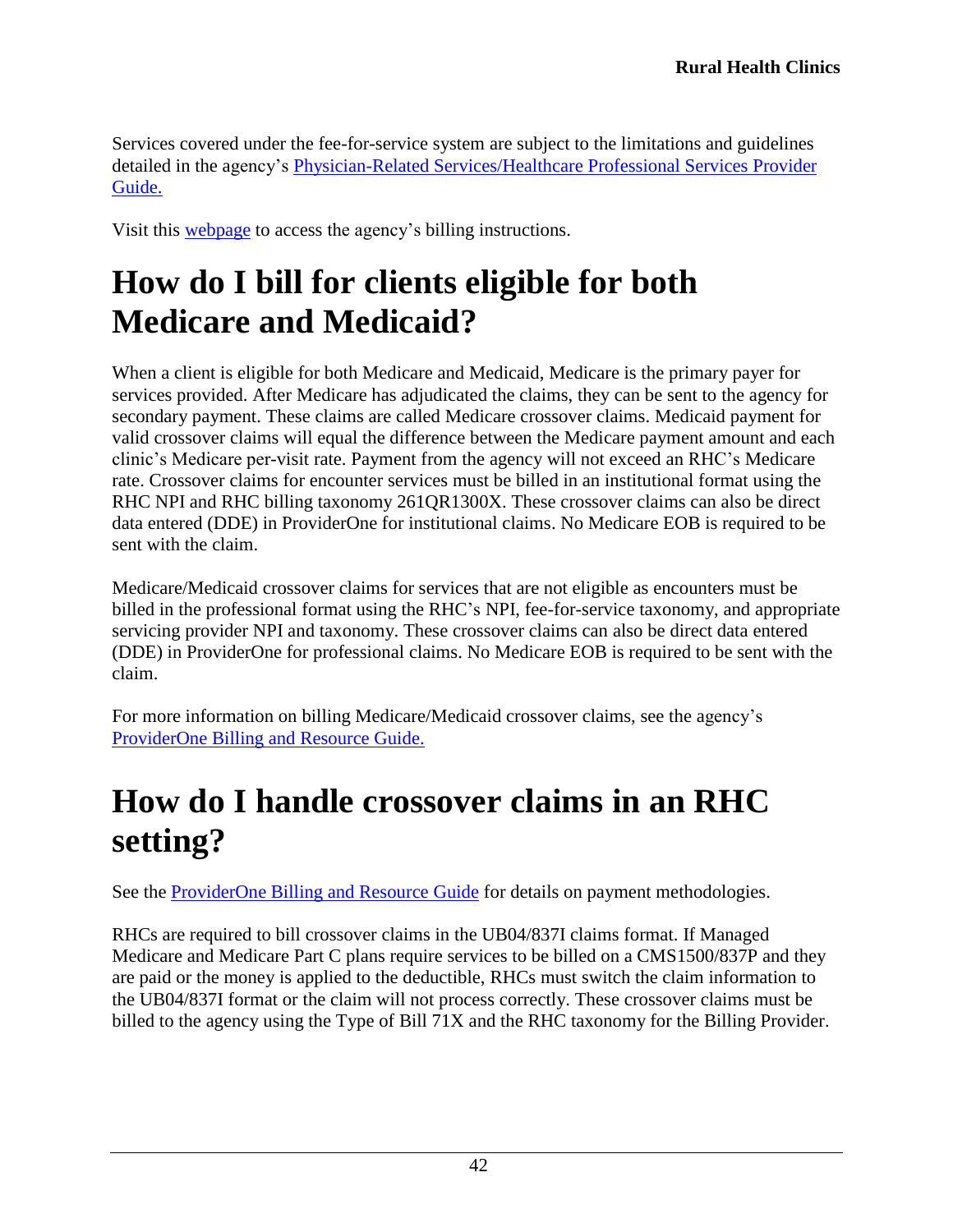Services covered under the fee-for-service system are subject to the limitations and guidelines detailed in the agency's [Physician-Related Services/Healthcare Professional Services Provider Guide.]

Visit this [webpage] to access the agency's billing instructions.

# How do I bill for clients eligible for both Medicare and Medicaid?

When a client is eligible for both Medicare and Medicaid, Medicare is the primary payer for services provided. After Medicare has adjudicated the claims, they can be sent to the agency for secondary payment. These claims are called Medicare crossover claims. Medicaid payment for valid crossover claims will equal the difference between the Medicare payment amount and each clinic's Medicare per-visit rate. Payment from the agency will not exceed an RHC's Medicare rate. Crossover claims for encounter services must be billed in an institutional format using the RHC NPI and RHC billing taxonomy 261QR1300X. These crossover claims can also be direct data entered (DDE) in ProviderOne for institutional claims. No Medicare EOB is required to be sent with the claim.

Medicare/Medicaid crossover claims for services that are not eligible as encounters must be billed in the professional format using the RHC's NPI, fee-for-service taxonomy, and appropriate servicing provider NPI and taxonomy. These crossover claims can also be direct data entered (DDE) in ProviderOne for professional claims. No Medicare EOB is required to be sent with the claim.

For more information on billing Medicare/Medicaid crossover claims, see the agency's [ProviderOne Billing and Resource Guide.]

# How do I handle crossover claims in an RHC setting?

See the [ProviderOne Billing and Resource Guide] for details on payment methodologies.

RHCs are required to bill crossover claims in the UB04/837I claims format. If Managed Medicare and Medicare Part C plans require services to be billed on a CMS1500/837P and they are paid or the money is applied to the deductible, RHCs must switch the claim information to the UB04/837I format or the claim will not process correctly. These crossover claims must be billed to the agency using the Type of Bill 71X and the RHC taxonomy for the Billing Provider.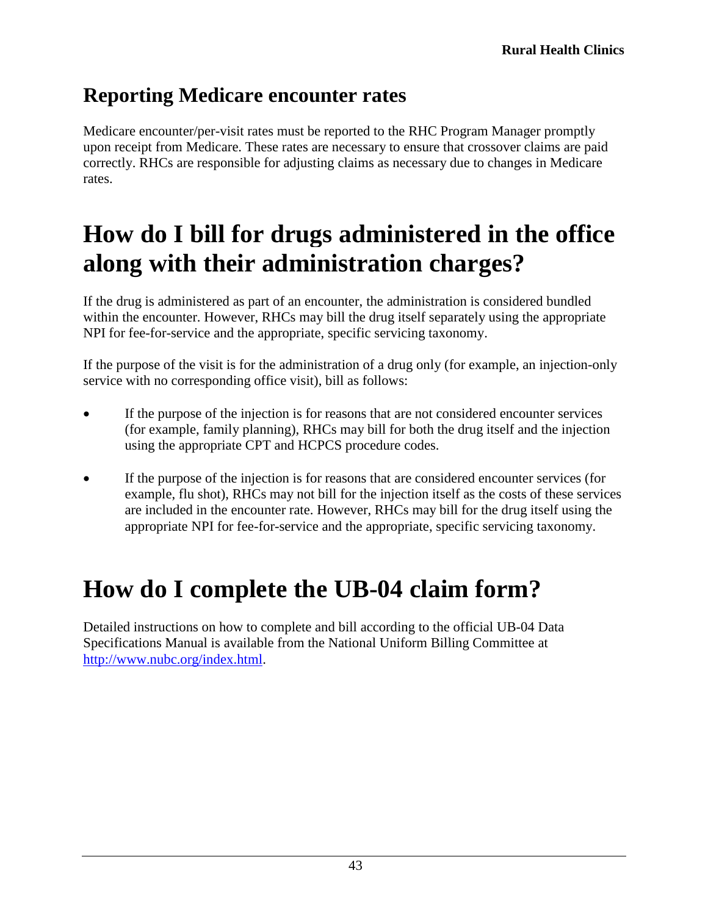## Reporting Medicare encounter rates

Medicare encounter/per-visit rates must be reported to the RHC Program Manager promptly upon receipt from Medicare. These rates are necessary to ensure that crossover claims are paid correctly. RHCs are responsible for adjusting claims as necessary due to changes in Medicare rates.

# How do I bill for drugs administered in the office along with their administration charges?

If the drug is administered as part of an encounter, the administration is considered bundled within the encounter. However, RHCs may bill the drug itself separately using the appropriate NPI for fee-for-service and the appropriate, specific servicing taxonomy.

If the purpose of the visit is for the administration of a drug only (for example, an injection-only service with no corresponding office visit), bill as follows:

- If the purpose of the injection is for reasons that are not considered encounter services (for example, family planning), RHCs may bill for both the drug itself and the injection using the appropriate CPT and HCPCS procedure codes.

- If the purpose of the injection is for reasons that are considered encounter services (for example, flu shot), RHCs may not bill for the injection itself as the costs of these services are included in the encounter rate. However, RHCs may bill for the drug itself using the appropriate NPI for fee-for-service and the appropriate, specific servicing taxonomy.

# How do I complete the UB-04 claim form?

Detailed instructions on how to complete and bill according to the official UB-04 Data Specifications Manual is available from the National Uniform Billing Committee at [http://www.nubc.org/index.html](http://www.nubc.org/index.html).